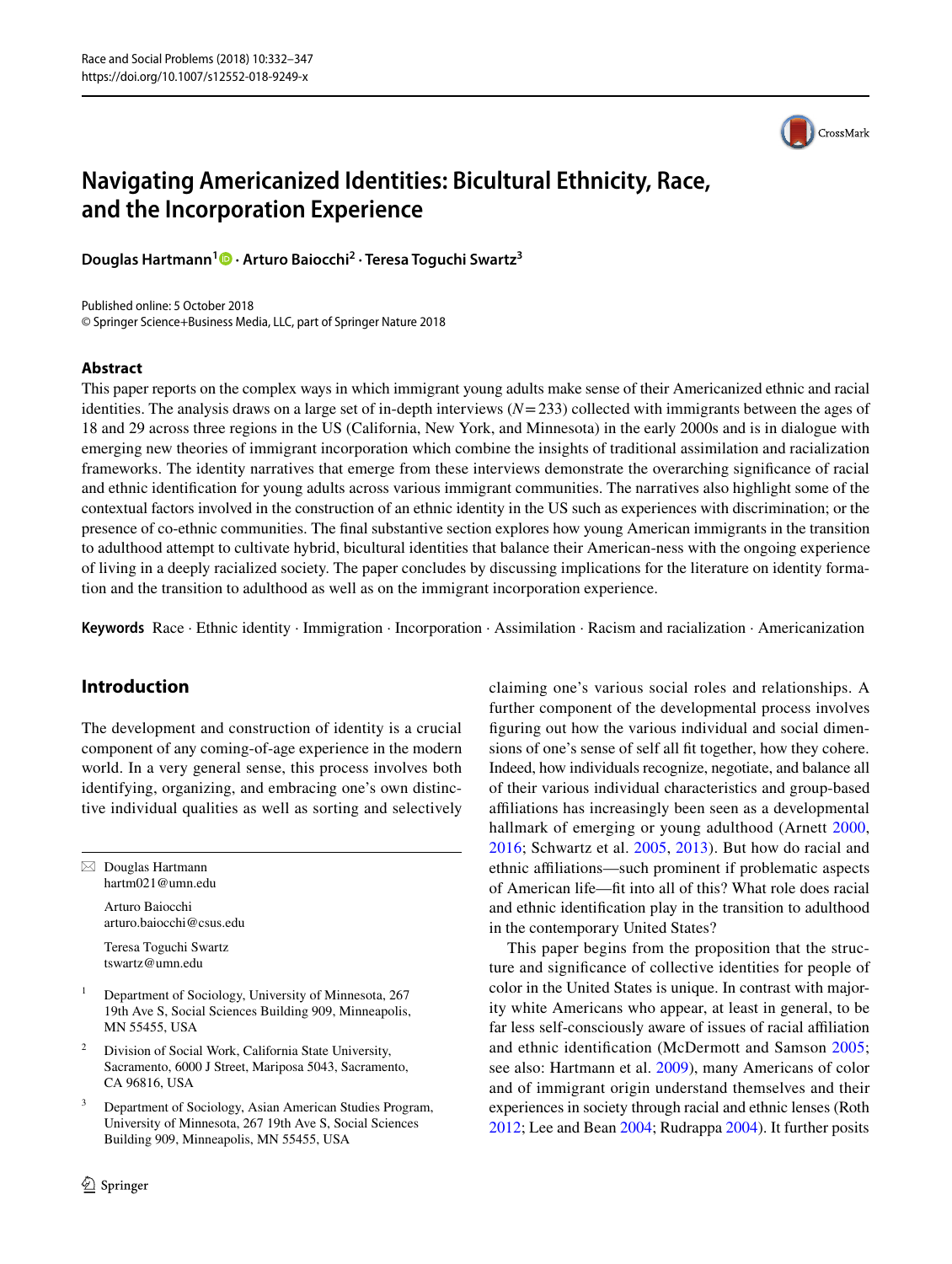# Navigating Americanized Identities: Bicultural Ethnicity, Race, and the Incorporation Experience

**Douglas Hartmann[1] · Arturo Baiocchi[2] · Teresa Toguchi Swartz[3]**

Published online: 5 October 2018
© Springer Science+Business Media, LLC, part of Springer Nature 2018

## Abstract

This paper reports on the complex ways in which immigrant young adults make sense of their Americanized ethnic and racial identities. The analysis draws on a large set of in-depth interviews ($N = 233$) collected with immigrants between the ages of 18 and 29 across three regions in the US (California, New York, and Minnesota) in the early 2000s and is in dialogue with emerging new theories of immigrant incorporation which combine the insights of traditional assimilation and racialization frameworks. The identity narratives that emerge from these interviews demonstrate the overarching significance of racial and ethnic identification for young adults across various immigrant communities. The narratives also highlight some of the contextual factors involved in the construction of an ethnic identity in the US such as experiences with discrimination; or the presence of co-ethnic communities. The final substantive section explores how young American immigrants in the transition to adulthood attempt to cultivate hybrid, bicultural identities that balance their American-ness with the ongoing experience of living in a deeply racialized society. The paper concludes by discussing implications for the literature on identity formation and the transition to adulthood as well as on the immigrant incorporation experience.

**Keywords** Race · Ethnic identity · Immigration · Incorporation · Assimilation · Racism and racialization · Americanization

## Introduction

The development and construction of identity is a crucial component of any coming-of-age experience in the modern world. In a very general sense, this process involves both identifying, organizing, and embracing one's own distinctive individual qualities as well as sorting and selectively claiming one's various social roles and relationships. A further component of the developmental process involves figuring out how the various individual and social dimensions of one's sense of self all fit together, how they cohere. Indeed, how individuals recognize, negotiate, and balance all of their various individual characteristics and group-based affiliations has increasingly been seen as a developmental hallmark of emerging or young adulthood (Arnett 2000, 2016; Schwartz et al. 2005, 2013). But how do racial and ethnic affiliations—such prominent if problematic aspects of American life—fit into all of this? What role does racial and ethnic identification play in the transition to adulthood in the contemporary United States?

This paper begins from the proposition that the structure and significance of collective identities for people of color in the United States is unique. In contrast with majority white Americans who appear, at least in general, to be far less self-consciously aware of issues of racial affiliation and ethnic identification (McDermott and Samson 2005; see also: Hartmann et al. 2009), many Americans of color and of immigrant origin understand themselves and their experiences in society through racial and ethnic lenses (Roth 2012; Lee and Bean 2004; Rudrappa 2004). It further posits

---

✉ Douglas Hartmann
hartm021@umn.edu

Arturo Baiocchi
arturo.baiocchi@csus.edu

Teresa Toguchi Swartz
tswartz@umn.edu

[1] Department of Sociology, University of Minnesota, 267 19th Ave S, Social Sciences Building 909, Minneapolis, MN 55455, USA

[2] Division of Social Work, California State University, Sacramento, 6000 J Street, Mariposa 5043, Sacramento, CA 96816, USA

[3] Department of Sociology, Asian American Studies Program, University of Minnesota, 267 19th Ave S, Social Sciences Building 909, Minneapolis, MN 55455, USA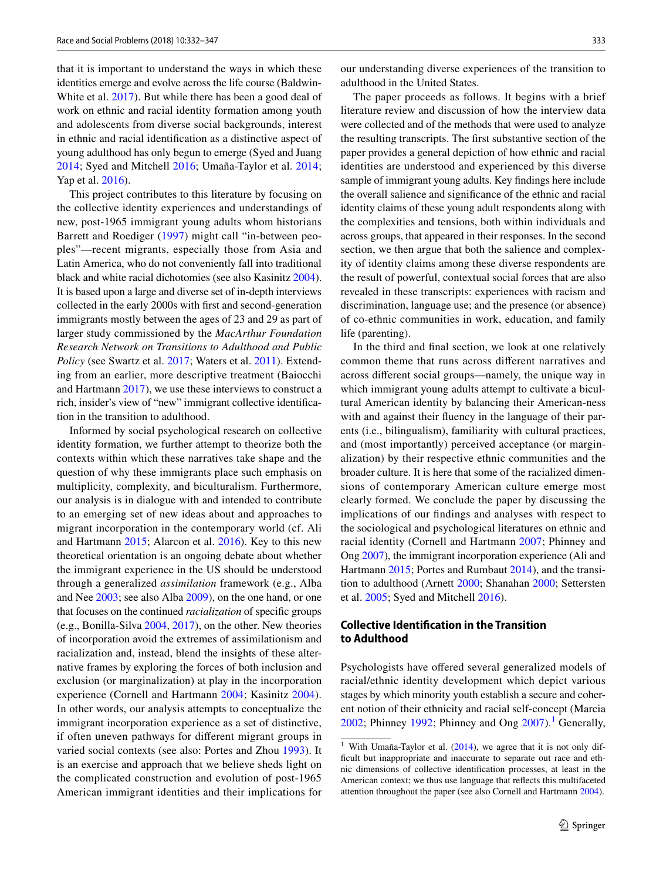that it is important to understand the ways in which these identities emerge and evolve across the life course (Baldwin-White et al. 2017). But while there has been a good deal of work on ethnic and racial identity formation among youth and adolescents from diverse social backgrounds, interest in ethnic and racial identification as a distinctive aspect of young adulthood has only begun to emerge (Syed and Juang 2014; Syed and Mitchell 2016; Umaña-Taylor et al. 2014; Yap et al. 2016).

This project contributes to this literature by focusing on the collective identity experiences and understandings of new, post-1965 immigrant young adults whom historians Barrett and Roediger (1997) might call "in-between peoples"—recent migrants, especially those from Asia and Latin America, who do not conveniently fall into traditional black and white racial dichotomies (see also Kasinitz 2004). It is based upon a large and diverse set of in-depth interviews collected in the early 2000s with first and second-generation immigrants mostly between the ages of 23 and 29 as part of larger study commissioned by the *MacArthur Foundation Research Network on Transitions to Adulthood and Public Policy* (see Swartz et al. 2017; Waters et al. 2011). Extending from an earlier, more descriptive treatment (Baiocchi and Hartmann 2017), we use these interviews to construct a rich, insider's view of "new" immigrant collective identification in the transition to adulthood.

Informed by social psychological research on collective identity formation, we further attempt to theorize both the contexts within which these narratives take shape and the question of why these immigrants place such emphasis on multiplicity, complexity, and biculturalism. Furthermore, our analysis is in dialogue with and intended to contribute to an emerging set of new ideas about and approaches to migrant incorporation in the contemporary world (cf. Ali and Hartmann 2015; Alarcon et al. 2016). Key to this new theoretical orientation is an ongoing debate about whether the immigrant experience in the US should be understood through a generalized *assimilation* framework (e.g., Alba and Nee 2003; see also Alba 2009), on the one hand, or one that focuses on the continued *racialization* of specific groups (e.g., Bonilla-Silva 2004, 2017), on the other. New theories of incorporation avoid the extremes of assimilationism and racialization and, instead, blend the insights of these alternative frames by exploring the forces of both inclusion and exclusion (or marginalization) at play in the incorporation experience (Cornell and Hartmann 2004; Kasinitz 2004). In other words, our analysis attempts to conceptualize the immigrant incorporation experience as a set of distinctive, if often uneven pathways for different migrant groups in varied social contexts (see also: Portes and Zhou 1993). It is an exercise and approach that we believe sheds light on the complicated construction and evolution of post-1965 American immigrant identities and their implications for our understanding diverse experiences of the transition to adulthood in the United States.

The paper proceeds as follows. It begins with a brief literature review and discussion of how the interview data were collected and of the methods that were used to analyze the resulting transcripts. The first substantive section of the paper provides a general depiction of how ethnic and racial identities are understood and experienced by this diverse sample of immigrant young adults. Key findings here include the overall salience and significance of the ethnic and racial identity claims of these young adult respondents along with the complexities and tensions, both within individuals and across groups, that appeared in their responses. In the second section, we then argue that both the salience and complexity of identity claims among these diverse respondents are the result of powerful, contextual social forces that are also revealed in these transcripts: experiences with racism and discrimination, language use; and the presence (or absence) of co-ethnic communities in work, education, and family life (parenting).

In the third and final section, we look at one relatively common theme that runs across different narratives and across different social groups—namely, the unique way in which immigrant young adults attempt to cultivate a bicultural American identity by balancing their American-ness with and against their fluency in the language of their parents (i.e., bilingualism), familiarity with cultural practices, and (most importantly) perceived acceptance (or marginalization) by their respective ethnic communities and the broader culture. It is here that some of the racialized dimensions of contemporary American culture emerge most clearly formed. We conclude the paper by discussing the implications of our findings and analyses with respect to the sociological and psychological literatures on ethnic and racial identity (Cornell and Hartmann 2007; Phinney and Ong 2007), the immigrant incorporation experience (Ali and Hartmann 2015; Portes and Rumbaut 2014), and the transition to adulthood (Arnett 2000; Shanahan 2000; Settersten et al. 2005; Syed and Mitchell 2016).

## Collective Identification in the Transition to Adulthood

Psychologists have offered several generalized models of racial/ethnic identity development which depict various stages by which minority youth establish a secure and coherent notion of their ethnicity and racial self-concept (Marcia 2002; Phinney 1992; Phinney and Ong 2007).[1] Generally,

[1] With Umaña-Taylor et al. (2014), we agree that it is not only difficult but inappropriate and inaccurate to separate out race and ethnic dimensions of collective identification processes, at least in the American context; we thus use language that reflects this multifaceted attention throughout the paper (see also Cornell and Hartmann 2004).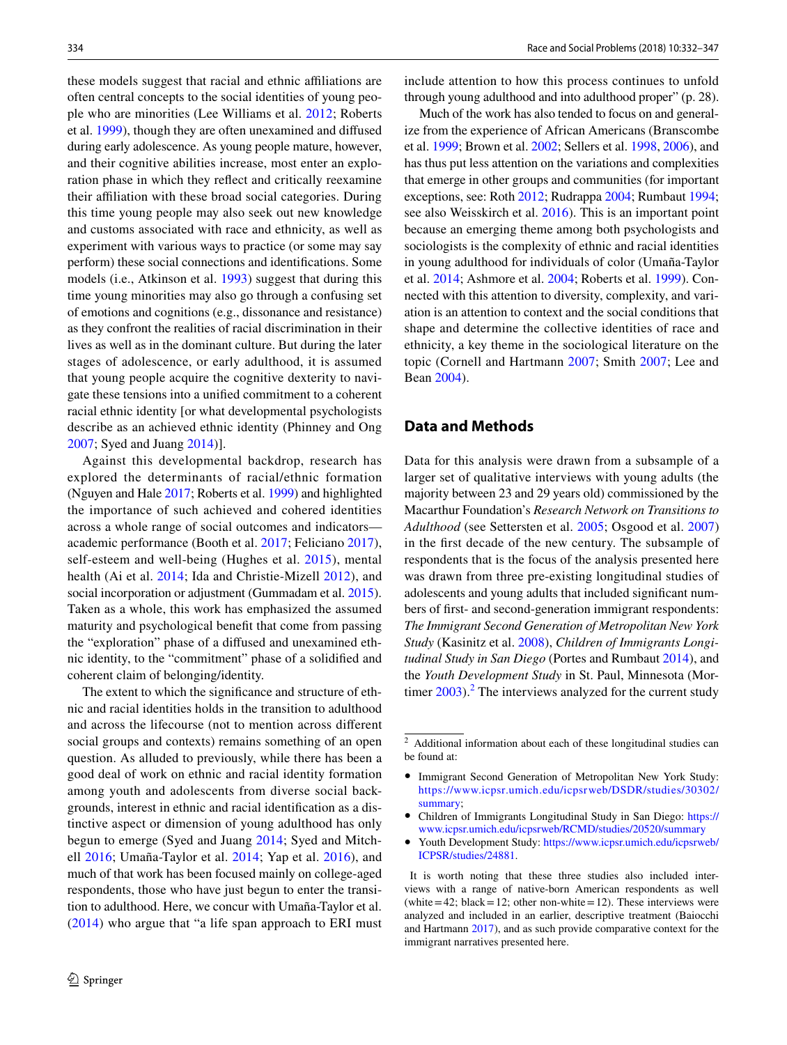these models suggest that racial and ethnic affiliations are often central concepts to the social identities of young people who are minorities (Lee Williams et al. 2012; Roberts et al. 1999), though they are often unexamined and diffused during early adolescence. As young people mature, however, and their cognitive abilities increase, most enter an exploration phase in which they reflect and critically reexamine their affiliation with these broad social categories. During this time young people may also seek out new knowledge and customs associated with race and ethnicity, as well as experiment with various ways to practice (or some may say perform) these social connections and identifications. Some models (i.e., Atkinson et al. 1993) suggest that during this time young minorities may also go through a confusing set of emotions and cognitions (e.g., dissonance and resistance) as they confront the realities of racial discrimination in their lives as well as in the dominant culture. But during the later stages of adolescence, or early adulthood, it is assumed that young people acquire the cognitive dexterity to navigate these tensions into a unified commitment to a coherent racial ethnic identity [or what developmental psychologists describe as an achieved ethnic identity (Phinney and Ong 2007; Syed and Juang 2014)].

Against this developmental backdrop, research has explored the determinants of racial/ethnic formation (Nguyen and Hale 2017; Roberts et al. 1999) and highlighted the importance of such achieved and cohered identities across a whole range of social outcomes and indicators—academic performance (Booth et al. 2017; Feliciano 2017), self-esteem and well-being (Hughes et al. 2015), mental health (Ai et al. 2014; Ida and Christie-Mizell 2012), and social incorporation or adjustment (Gummadam et al. 2015). Taken as a whole, this work has emphasized the assumed maturity and psychological benefit that come from passing the "exploration" phase of a diffused and unexamined ethnic identity, to the "commitment" phase of a solidified and coherent claim of belonging/identity.

The extent to which the significance and structure of ethnic and racial identities holds in the transition to adulthood and across the lifecourse (not to mention across different social groups and contexts) remains something of an open question. As alluded to previously, while there has been a good deal of work on ethnic and racial identity formation among youth and adolescents from diverse social backgrounds, interest in ethnic and racial identification as a distinctive aspect or dimension of young adulthood has only begun to emerge (Syed and Juang 2014; Syed and Mitchell 2016; Umaña-Taylor et al. 2014; Yap et al. 2016), and much of that work has been focused mainly on college-aged respondents, those who have just begun to enter the transition to adulthood. Here, we concur with Umaña-Taylor et al. (2014) who argue that "a life span approach to ERI must include attention to how this process continues to unfold through young adulthood and into adulthood proper" (p. 28).

Much of the work has also tended to focus on and generalize from the experience of African Americans (Branscombe et al. 1999; Brown et al. 2002; Sellers et al. 1998, 2006), and has thus put less attention on the variations and complexities that emerge in other groups and communities (for important exceptions, see: Roth 2012; Rudrappa 2004; Rumbaut 1994; see also Weisskirch et al. 2016). This is an important point because an emerging theme among both psychologists and sociologists is the complexity of ethnic and racial identities in young adulthood for individuals of color (Umaña-Taylor et al. 2014; Ashmore et al. 2004; Roberts et al. 1999). Connected with this attention to diversity, complexity, and variation is an attention to context and the social conditions that shape and determine the collective identities of race and ethnicity, a key theme in the sociological literature on the topic (Cornell and Hartmann 2007; Smith 2007; Lee and Bean 2004).

## Data and Methods

Data for this analysis were drawn from a subsample of a larger set of qualitative interviews with young adults (the majority between 23 and 29 years old) commissioned by the Macarthur Foundation's *Research Network on Transitions to Adulthood* (see Settersten et al. 2005; Osgood et al. 2007) in the first decade of the new century. The subsample of respondents that is the focus of the analysis presented here was drawn from three pre-existing longitudinal studies of adolescents and young adults that included significant numbers of first- and second-generation immigrant respondents: *The Immigrant Second Generation of Metropolitan New York Study* (Kasinitz et al. 2008), *Children of Immigrants Longitudinal Study in San Diego* (Portes and Rumbaut 2014), and the *Youth Development Study* in St. Paul, Minnesota (Mortimer 2003).[2] The interviews analyzed for the current study

[2] Additional information about each of these longitudinal studies can be found at:

- Immigrant Second Generation of Metropolitan New York Study: https://www.icpsr.umich.edu/icpsrweb/DSDR/studies/30302/summary;
- Children of Immigrants Longitudinal Study in San Diego: https://www.icpsr.umich.edu/icpsrweb/RCMD/studies/20520/summary
- Youth Development Study: https://www.icpsr.umich.edu/icpsrweb/ICPSR/studies/24881.

It is worth noting that these three studies also included interviews with a range of native-born American respondents as well (white = 42; black = 12; other non-white = 12). These interviews were analyzed and included in an earlier, descriptive treatment (Baiocchi and Hartmann 2017), and as such provide comparative context for the immigrant narratives presented here.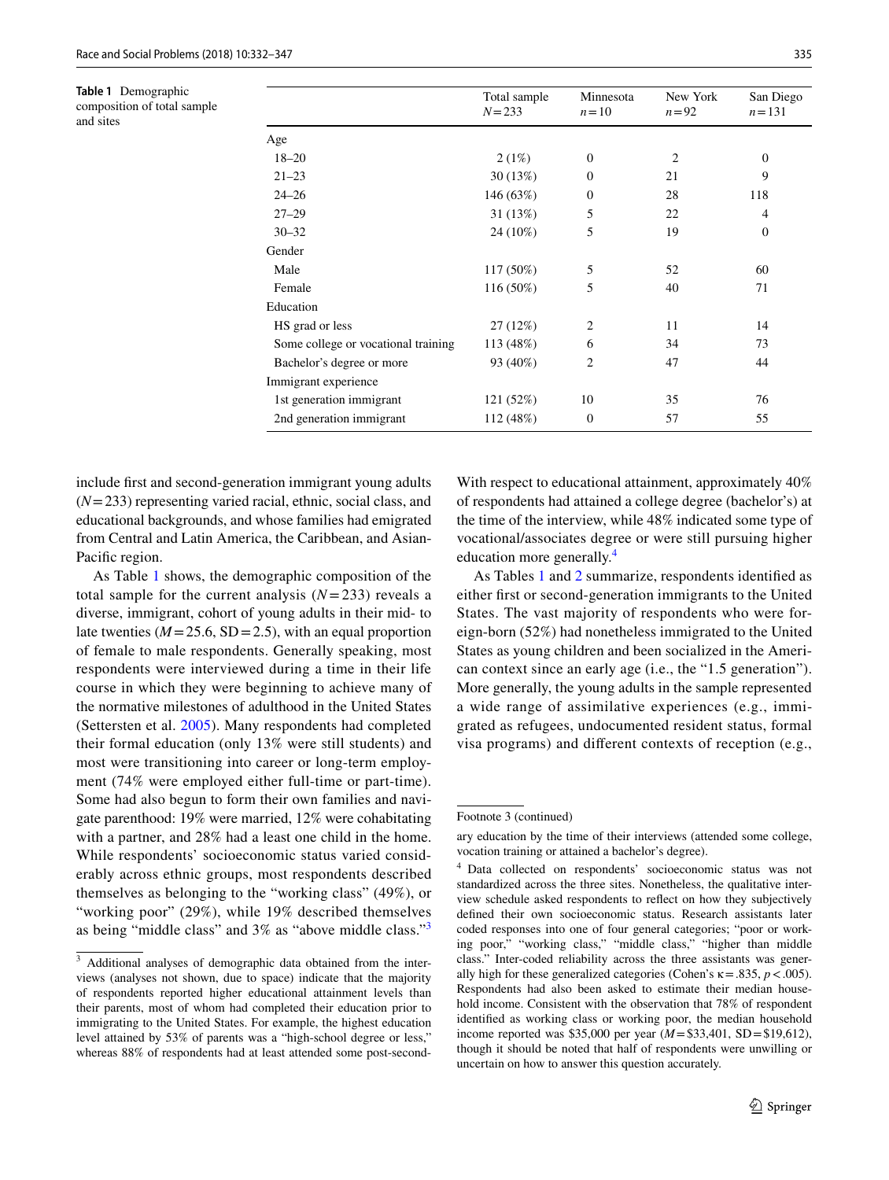**Table 1** Demographic composition of total sample and sites

| | Total sample $N = 233$ | Minnesota $n = 10$ | New York $n = 92$ | San Diego $n = 131$ |
|---|---|---|---|---|
| Age | | | | |
| 18–20 | 2 (1%) | 0 | 2 | 0 |
| 21–23 | 30 (13%) | 0 | 21 | 9 |
| 24–26 | 146 (63%) | 0 | 28 | 118 |
| 27–29 | 31 (13%) | 5 | 22 | 4 |
| 30–32 | 24 (10%) | 5 | 19 | 0 |
| Gender | | | | |
| Male | 117 (50%) | 5 | 52 | 60 |
| Female | 116 (50%) | 5 | 40 | 71 |
| Education | | | | |
| HS grad or less | 27 (12%) | 2 | 11 | 14 |
| Some college or vocational training | 113 (48%) | 6 | 34 | 73 |
| Bachelor's degree or more | 93 (40%) | 2 | 47 | 44 |
| Immigrant experience | | | | |
| 1st generation immigrant | 121 (52%) | 10 | 35 | 76 |
| 2nd generation immigrant | 112 (48%) | 0 | 57 | 55 |

include first and second-generation immigrant young adults ($N = 233$) representing varied racial, ethnic, social class, and educational backgrounds, and whose families had emigrated from Central and Latin America, the Caribbean, and Asian-Pacific region.

As Table 1 shows, the demographic composition of the total sample for the current analysis ($N = 233$) reveals a diverse, immigrant, cohort of young adults in their mid- to late twenties ($M = 25.6$, $SD = 2.5$), with an equal proportion of female to male respondents. Generally speaking, most respondents were interviewed during a time in their life course in which they were beginning to achieve many of the normative milestones of adulthood in the United States (Settersten et al. 2005). Many respondents had completed their formal education (only 13% were still students) and most were transitioning into career or long-term employment (74% were employed either full-time or part-time). Some had also begun to form their own families and navigate parenthood: 19% were married, 12% were cohabitating with a partner, and 28% had a least one child in the home. While respondents' socioeconomic status varied considerably across ethnic groups, most respondents described themselves as belonging to the "working class" (49%), or "working poor" (29%), while 19% described themselves as being "middle class" and 3% as "above middle class."[3]

With respect to educational attainment, approximately 40% of respondents had attained a college degree (bachelor's) at the time of the interview, while 48% indicated some type of vocational/associates degree or were still pursuing higher education more generally.[4]

As Tables 1 and 2 summarize, respondents identified as either first or second-generation immigrants to the United States. The vast majority of respondents who were foreign-born (52%) had nonetheless immigrated to the United States as young children and been socialized in the American context since an early age (i.e., the "1.5 generation"). More generally, the young adults in the sample represented a wide range of assimilative experiences (e.g., immigrated as refugees, undocumented resident status, formal visa programs) and different contexts of reception (e.g.,

---

[3] Additional analyses of demographic data obtained from the interviews (analyses not shown, due to space) indicate that the majority of respondents reported higher educational attainment levels than their parents, most of whom had completed their education prior to immigrating to the United States. For example, the highest education level attained by 53% of parents was a "high-school degree or less," whereas 88% of respondents had at least attended some post-secondary education by the time of their interviews (attended some college, vocation training or attained a bachelor's degree).

[4] Data collected on respondents' socioeconomic status was not standardized across the three sites. Nonetheless, the qualitative interview schedule asked respondents to reflect on how they subjectively defined their own socioeconomic status. Research assistants later coded responses into one of four general categories; "poor or working poor," "working class," "middle class," "higher than middle class." Inter-coded reliability across the three assistants was generally high for these generalized categories (Cohen's $\kappa = .835$, $p < .005$). Respondents had also been asked to estimate their median household income. Consistent with the observation that 78% of respondent identified as working class or working poor, the median household income reported was \$35,000 per year ($M = \$33,401$, $SD = \$19,612$), though it should be noted that half of respondents were unwilling or uncertain on how to answer this question accurately.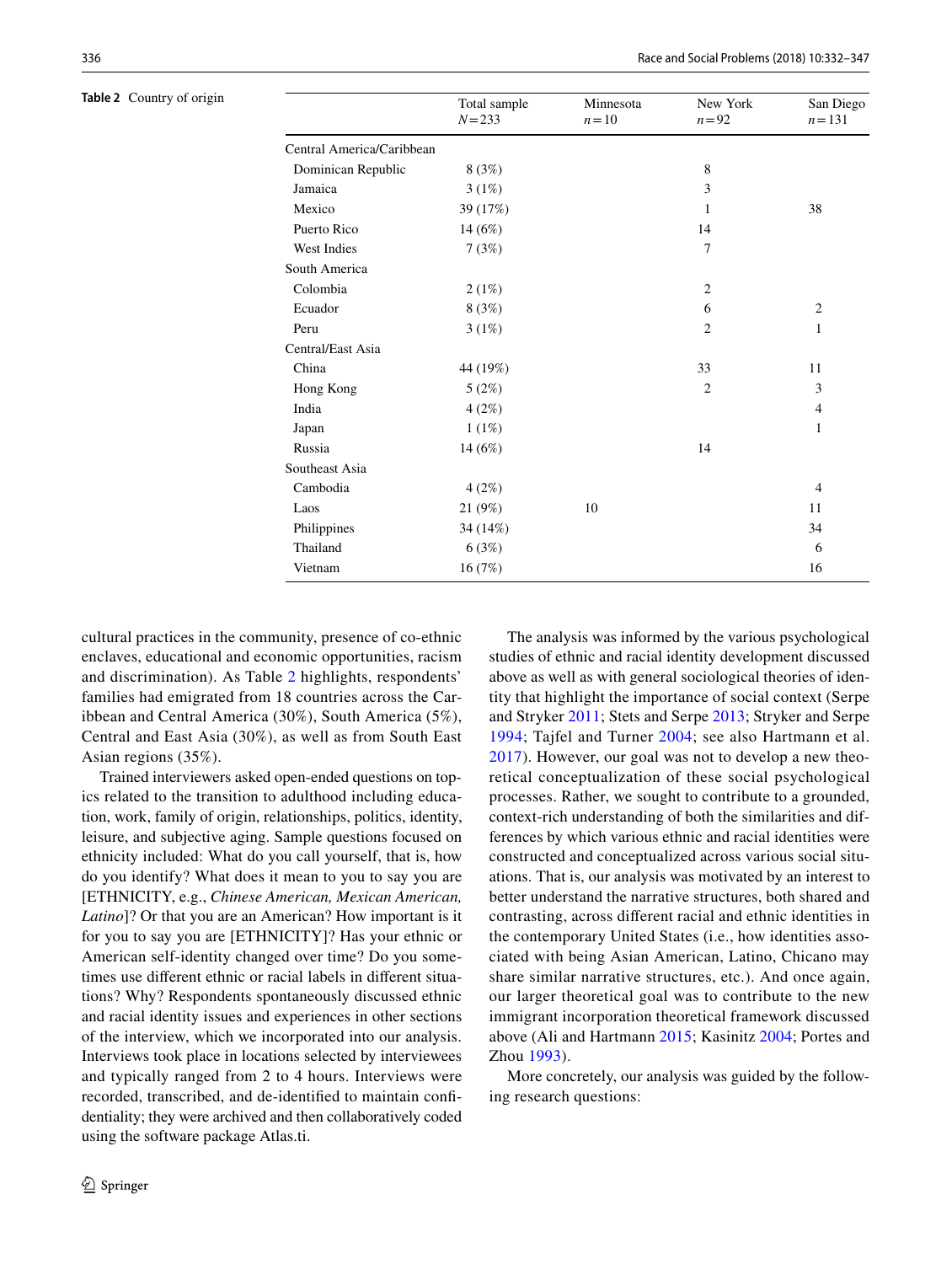**Table 2** Country of origin

| | Total sample $N=233$ | Minnesota $n=10$ | New York $n=92$ | San Diego $n=131$ |
|---|---|---|---|---|
| Central America/Caribbean | | | | |
| Dominican Republic | 8 (3%) | | 8 | |
| Jamaica | 3 (1%) | | 3 | |
| Mexico | 39 (17%) | | 1 | 38 |
| Puerto Rico | 14 (6%) | | 14 | |
| West Indies | 7 (3%) | | 7 | |
| South America | | | | |
| Colombia | 2 (1%) | | 2 | |
| Ecuador | 8 (3%) | | 6 | 2 |
| Peru | 3 (1%) | | 2 | 1 |
| Central/East Asia | | | | |
| China | 44 (19%) | | 33 | 11 |
| Hong Kong | 5 (2%) | | 2 | 3 |
| India | 4 (2%) | | | 4 |
| Japan | 1 (1%) | | | 1 |
| Russia | 14 (6%) | | 14 | |
| Southeast Asia | | | | |
| Cambodia | 4 (2%) | | | 4 |
| Laos | 21 (9%) | 10 | | 11 |
| Philippines | 34 (14%) | | | 34 |
| Thailand | 6 (3%) | | | 6 |
| Vietnam | 16 (7%) | | | 16 |

cultural practices in the community, presence of co-ethnic enclaves, educational and economic opportunities, racism and discrimination). As Table 2 highlights, respondents' families had emigrated from 18 countries across the Caribbean and Central America (30%), South America (5%), Central and East Asia (30%), as well as from South East Asian regions (35%).

Trained interviewers asked open-ended questions on topics related to the transition to adulthood including education, work, family of origin, relationships, politics, identity, leisure, and subjective aging. Sample questions focused on ethnicity included: What do you call yourself, that is, how do you identify? What does it mean to you to say you are [ETHNICITY, e.g., *Chinese American, Mexican American, Latino*]? Or that you are an American? How important is it for you to say you are [ETHNICITY]? Has your ethnic or American self-identity changed over time? Do you sometimes use different ethnic or racial labels in different situations? Why? Respondents spontaneously discussed ethnic and racial identity issues and experiences in other sections of the interview, which we incorporated into our analysis. Interviews took place in locations selected by interviewees and typically ranged from 2 to 4 hours. Interviews were recorded, transcribed, and de-identified to maintain confidentiality; they were archived and then collaboratively coded using the software package Atlas.ti.

The analysis was informed by the various psychological studies of ethnic and racial identity development discussed above as well as with general sociological theories of identity that highlight the importance of social context (Serpe and Stryker 2011; Stets and Serpe 2013; Stryker and Serpe 1994; Tajfel and Turner 2004; see also Hartmann et al. 2017). However, our goal was not to develop a new theoretical conceptualization of these social psychological processes. Rather, we sought to contribute to a grounded, context-rich understanding of both the similarities and differences by which various ethnic and racial identities were constructed and conceptualized across various social situations. That is, our analysis was motivated by an interest to better understand the narrative structures, both shared and contrasting, across different racial and ethnic identities in the contemporary United States (i.e., how identities associated with being Asian American, Latino, Chicano may share similar narrative structures, etc.). And once again, our larger theoretical goal was to contribute to the new immigrant incorporation theoretical framework discussed above (Ali and Hartmann 2015; Kasinitz 2004; Portes and Zhou 1993).

More concretely, our analysis was guided by the following research questions: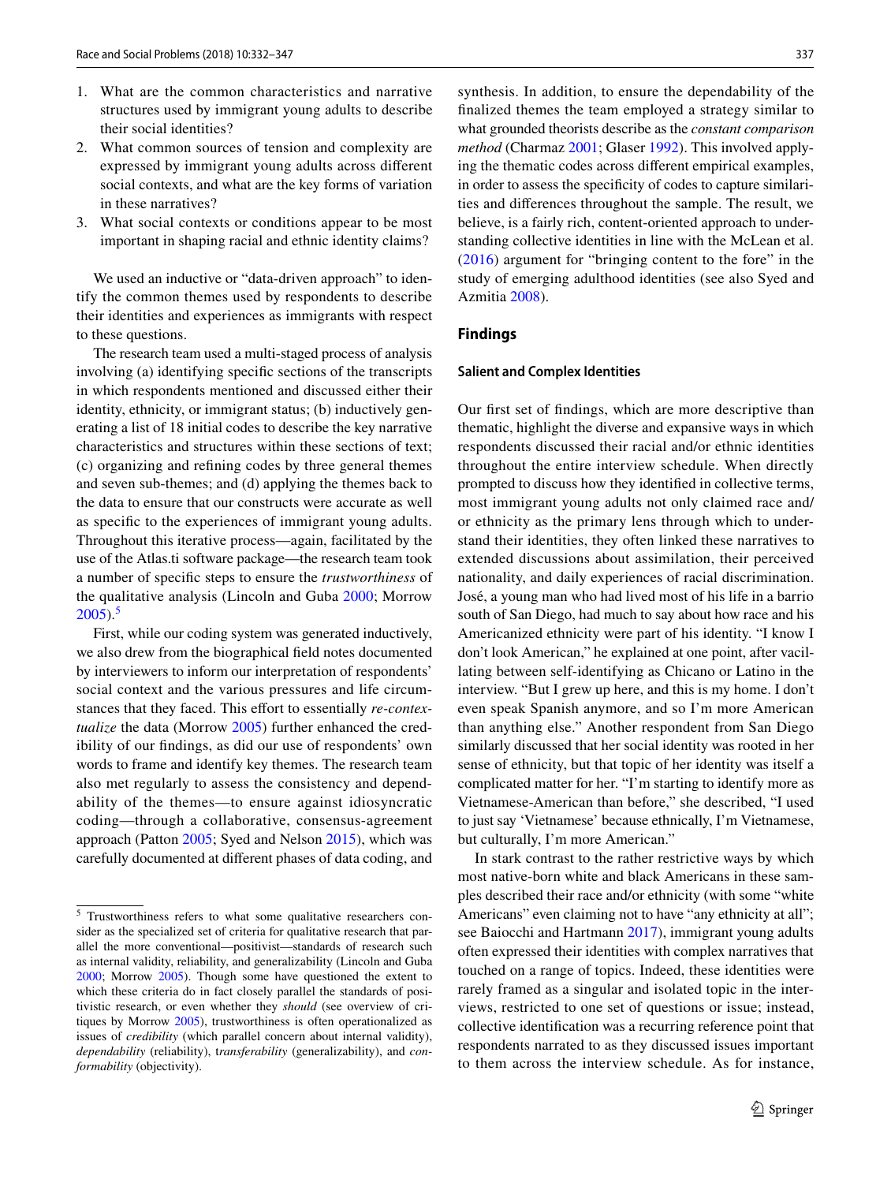1. What are the common characteristics and narrative structures used by immigrant young adults to describe their social identities?
2. What common sources of tension and complexity are expressed by immigrant young adults across different social contexts, and what are the key forms of variation in these narratives?
3. What social contexts or conditions appear to be most important in shaping racial and ethnic identity claims?

We used an inductive or "data-driven approach" to identify the common themes used by respondents to describe their identities and experiences as immigrants with respect to these questions.

The research team used a multi-staged process of analysis involving (a) identifying specific sections of the transcripts in which respondents mentioned and discussed either their identity, ethnicity, or immigrant status; (b) inductively generating a list of 18 initial codes to describe the key narrative characteristics and structures within these sections of text; (c) organizing and refining codes by three general themes and seven sub-themes; and (d) applying the themes back to the data to ensure that our constructs were accurate as well as specific to the experiences of immigrant young adults. Throughout this iterative process—again, facilitated by the use of the Atlas.ti software package—the research team took a number of specific steps to ensure the *trustworthiness* of the qualitative analysis (Lincoln and Guba 2000; Morrow 2005).[5]

First, while our coding system was generated inductively, we also drew from the biographical field notes documented by interviewers to inform our interpretation of respondents' social context and the various pressures and life circumstances that they faced. This effort to essentially *re-contextualize* the data (Morrow 2005) further enhanced the credibility of our findings, as did our use of respondents' own words to frame and identify key themes. The research team also met regularly to assess the consistency and dependability of the themes—to ensure against idiosyncratic coding—through a collaborative, consensus-agreement approach (Patton 2005; Syed and Nelson 2015), which was carefully documented at different phases of data coding, and synthesis. In addition, to ensure the dependability of the finalized themes the team employed a strategy similar to what grounded theorists describe as the *constant comparison method* (Charmaz 2001; Glaser 1992). This involved applying the thematic codes across different empirical examples, in order to assess the specificity of codes to capture similarities and differences throughout the sample. The result, we believe, is a fairly rich, content-oriented approach to understanding collective identities in line with the McLean et al. (2016) argument for "bringing content to the fore" in the study of emerging adulthood identities (see also Syed and Azmitia 2008).

## Findings

### Salient and Complex Identities

Our first set of findings, which are more descriptive than thematic, highlight the diverse and expansive ways in which respondents discussed their racial and/or ethnic identities throughout the entire interview schedule. When directly prompted to discuss how they identified in collective terms, most immigrant young adults not only claimed race and/or ethnicity as the primary lens through which to understand their identities, they often linked these narratives to extended discussions about assimilation, their perceived nationality, and daily experiences of racial discrimination. José, a young man who had lived most of his life in a barrio south of San Diego, had much to say about how race and his Americanized ethnicity were part of his identity. "I know I don't look American," he explained at one point, after vacillating between self-identifying as Chicano or Latino in the interview. "But I grew up here, and this is my home. I don't even speak Spanish anymore, and so I'm more American than anything else." Another respondent from San Diego similarly discussed that her social identity was rooted in her sense of ethnicity, but that topic of her identity was itself a complicated matter for her. "I'm starting to identify more as Vietnamese-American than before," she described, "I used to just say 'Vietnamese' because ethnically, I'm Vietnamese, but culturally, I'm more American."

In stark contrast to the rather restrictive ways by which most native-born white and black Americans in these samples described their race and/or ethnicity (with some "white Americans" even claiming not to have "any ethnicity at all"; see Baiocchi and Hartmann 2017), immigrant young adults often expressed their identities with complex narratives that touched on a range of topics. Indeed, these identities were rarely framed as a singular and isolated topic in the interviews, restricted to one set of questions or issue; instead, collective identification was a recurring reference point that respondents narrated to as they discussed issues important to them across the interview schedule. As for instance,

[5] Trustworthiness refers to what some qualitative researchers consider as the specialized set of criteria for qualitative research that parallel the more conventional—positivist—standards of research such as internal validity, reliability, and generalizability (Lincoln and Guba 2000; Morrow 2005). Though some have questioned the extent to which these criteria do in fact closely parallel the standards of positivistic research, or even whether they *should* (see overview of critiques by Morrow 2005), trustworthiness is often operationalized as issues of *credibility* (which parallel concern about internal validity), *dependability* (reliability), *transferability* (generalizability), and *conformability* (objectivity).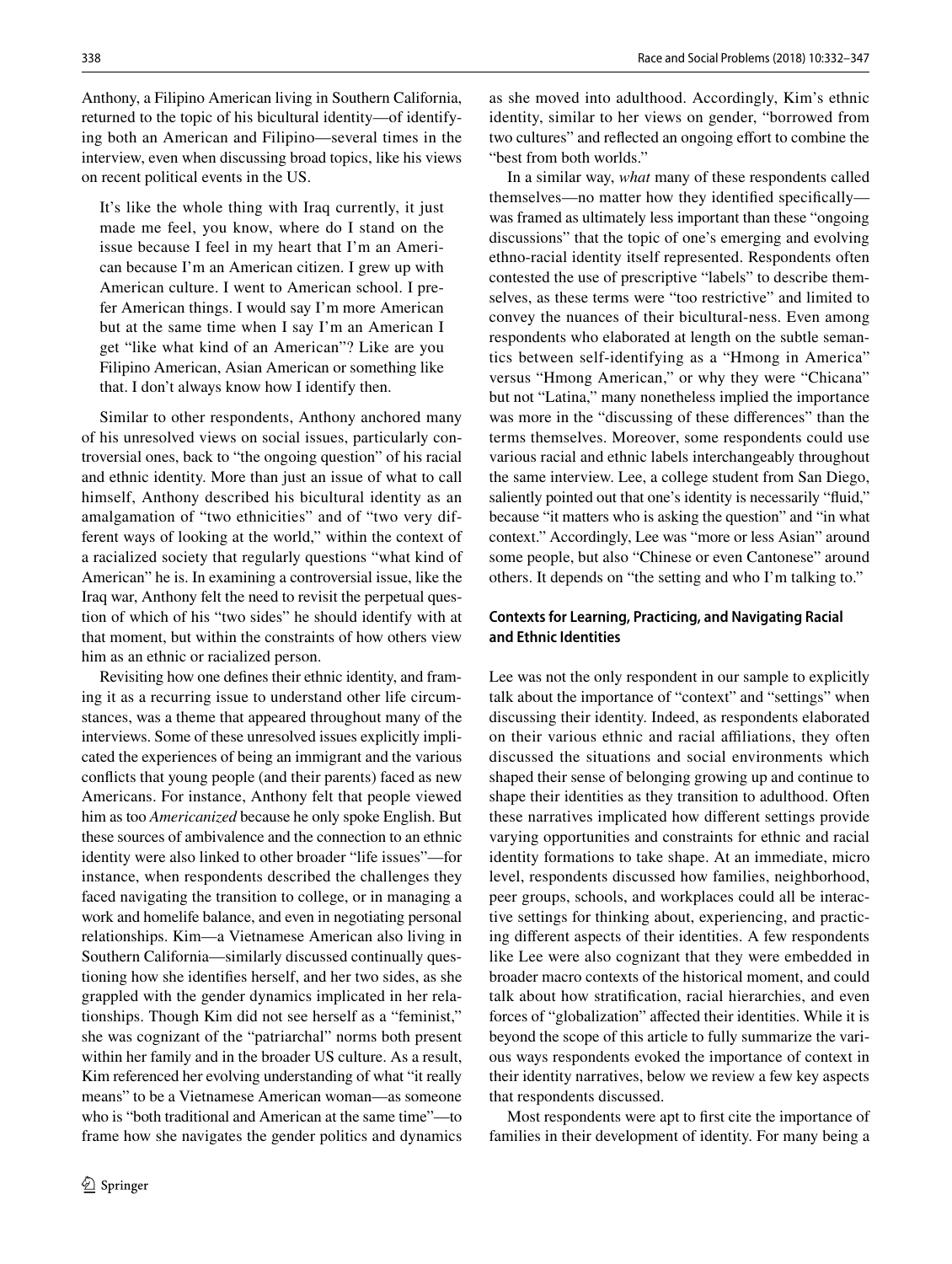Anthony, a Filipino American living in Southern California, returned to the topic of his bicultural identity—of identifying both an American and Filipino—several times in the interview, even when discussing broad topics, like his views on recent political events in the US.

> It's like the whole thing with Iraq currently, it just made me feel, you know, where do I stand on the issue because I feel in my heart that I'm an American because I'm an American citizen. I grew up with American culture. I went to American school. I prefer American things. I would say I'm more American but at the same time when I say I'm an American I get "like what kind of an American"? Like are you Filipino American, Asian American or something like that. I don't always know how I identify then.

Similar to other respondents, Anthony anchored many of his unresolved views on social issues, particularly controversial ones, back to "the ongoing question" of his racial and ethnic identity. More than just an issue of what to call himself, Anthony described his bicultural identity as an amalgamation of "two ethnicities" and of "two very different ways of looking at the world," within the context of a racialized society that regularly questions "what kind of American" he is. In examining a controversial issue, like the Iraq war, Anthony felt the need to revisit the perpetual question of which of his "two sides" he should identify with at that moment, but within the constraints of how others view him as an ethnic or racialized person.

Revisiting how one defines their ethnic identity, and framing it as a recurring issue to understand other life circumstances, was a theme that appeared throughout many of the interviews. Some of these unresolved issues explicitly implicated the experiences of being an immigrant and the various conflicts that young people (and their parents) faced as new Americans. For instance, Anthony felt that people viewed him as too *Americanized* because he only spoke English. But these sources of ambivalence and the connection to an ethnic identity were also linked to other broader "life issues"—for instance, when respondents described the challenges they faced navigating the transition to college, or in managing a work and homelife balance, and even in negotiating personal relationships. Kim—a Vietnamese American also living in Southern California—similarly discussed continually questioning how she identifies herself, and her two sides, as she grappled with the gender dynamics implicated in her relationships. Though Kim did not see herself as a "feminist," she was cognizant of the "patriarchal" norms both present within her family and in the broader US culture. As a result, Kim referenced her evolving understanding of what "it really means" to be a Vietnamese American woman—as someone who is "both traditional and American at the same time"—to frame how she navigates the gender politics and dynamics as she moved into adulthood. Accordingly, Kim's ethnic identity, similar to her views on gender, "borrowed from two cultures" and reflected an ongoing effort to combine the "best from both worlds."

In a similar way, *what* many of these respondents called themselves—no matter how they identified specifically—was framed as ultimately less important than these "ongoing discussions" that the topic of one's emerging and evolving ethno-racial identity itself represented. Respondents often contested the use of prescriptive "labels" to describe themselves, as these terms were "too restrictive" and limited to convey the nuances of their bicultural-ness. Even among respondents who elaborated at length on the subtle semantics between self-identifying as a "Hmong in America" versus "Hmong American," or why they were "Chicana" but not "Latina," many nonetheless implied the importance was more in the "discussing of these differences" than the terms themselves. Moreover, some respondents could use various racial and ethnic labels interchangeably throughout the same interview. Lee, a college student from San Diego, saliently pointed out that one's identity is necessarily "fluid," because "it matters who is asking the question" and "in what context." Accordingly, Lee was "more or less Asian" around some people, but also "Chinese or even Cantonese" around others. It depends on "the setting and who I'm talking to."

### Contexts for Learning, Practicing, and Navigating Racial and Ethnic Identities

Lee was not the only respondent in our sample to explicitly talk about the importance of "context" and "settings" when discussing their identity. Indeed, as respondents elaborated on their various ethnic and racial affiliations, they often discussed the situations and social environments which shaped their sense of belonging growing up and continue to shape their identities as they transition to adulthood. Often these narratives implicated how different settings provide varying opportunities and constraints for ethnic and racial identity formations to take shape. At an immediate, micro level, respondents discussed how families, neighborhood, peer groups, schools, and workplaces could all be interactive settings for thinking about, experiencing, and practicing different aspects of their identities. A few respondents like Lee were also cognizant that they were embedded in broader macro contexts of the historical moment, and could talk about how stratification, racial hierarchies, and even forces of "globalization" affected their identities. While it is beyond the scope of this article to fully summarize the various ways respondents evoked the importance of context in their identity narratives, below we review a few key aspects that respondents discussed.

Most respondents were apt to first cite the importance of families in their development of identity. For many being a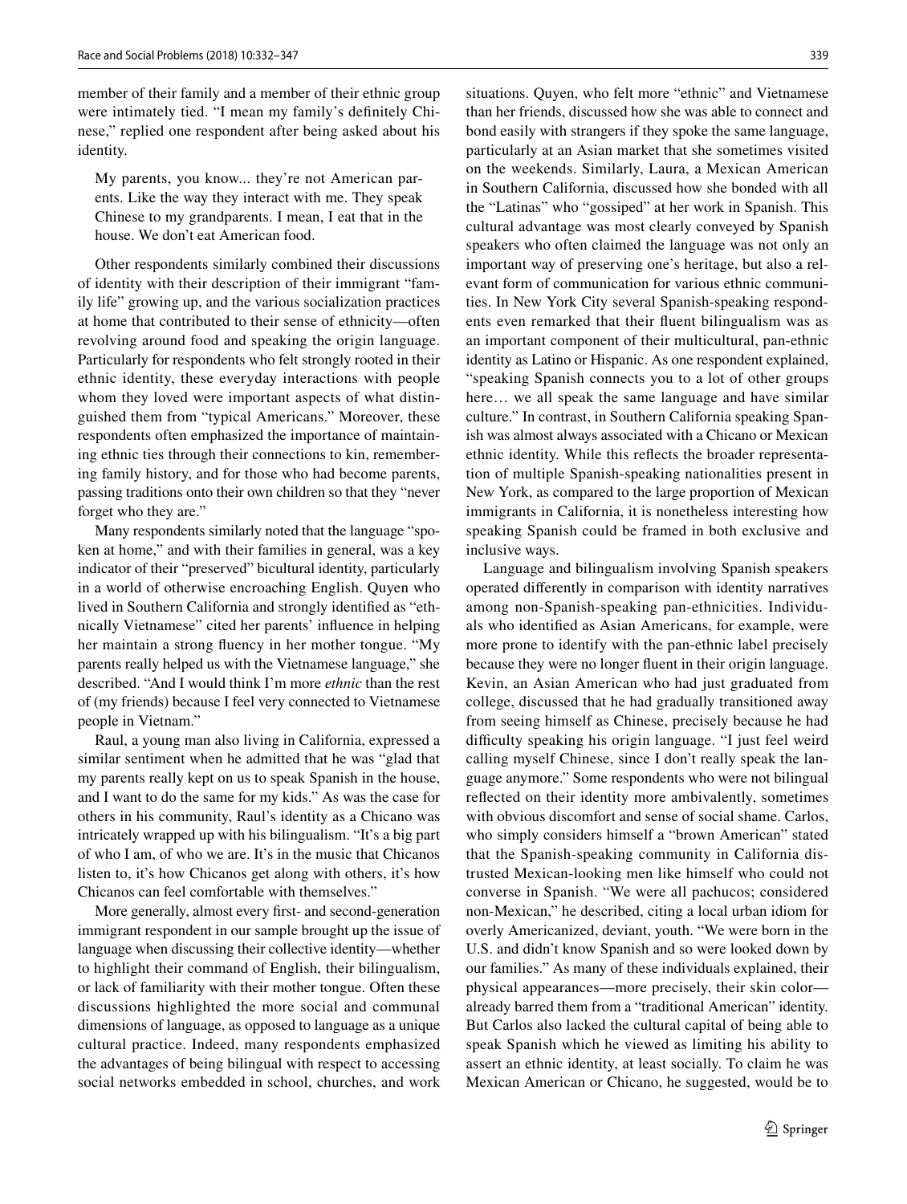member of their family and a member of their ethnic group were intimately tied. "I mean my family's definitely Chinese," replied one respondent after being asked about his identity.

> My parents, you know... they're not American parents. Like the way they interact with me. They speak Chinese to my grandparents. I mean, I eat that in the house. We don't eat American food.

Other respondents similarly combined their discussions of identity with their description of their immigrant "family life" growing up, and the various socialization practices at home that contributed to their sense of ethnicity—often revolving around food and speaking the origin language. Particularly for respondents who felt strongly rooted in their ethnic identity, these everyday interactions with people whom they loved were important aspects of what distinguished them from "typical Americans." Moreover, these respondents often emphasized the importance of maintaining ethnic ties through their connections to kin, remembering family history, and for those who had become parents, passing traditions onto their own children so that they "never forget who they are."

Many respondents similarly noted that the language "spoken at home," and with their families in general, was a key indicator of their "preserved" bicultural identity, particularly in a world of otherwise encroaching English. Quyen who lived in Southern California and strongly identified as "ethnically Vietnamese" cited her parents' influence in helping her maintain a strong fluency in her mother tongue. "My parents really helped us with the Vietnamese language," she described. "And I would think I'm more *ethnic* than the rest of (my friends) because I feel very connected to Vietnamese people in Vietnam."

Raul, a young man also living in California, expressed a similar sentiment when he admitted that he was "glad that my parents really kept on us to speak Spanish in the house, and I want to do the same for my kids." As was the case for others in his community, Raul's identity as a Chicano was intricately wrapped up with his bilingualism. "It's a big part of who I am, of who we are. It's in the music that Chicanos listen to, it's how Chicanos get along with others, it's how Chicanos can feel comfortable with themselves."

More generally, almost every first- and second-generation immigrant respondent in our sample brought up the issue of language when discussing their collective identity—whether to highlight their command of English, their bilingualism, or lack of familiarity with their mother tongue. Often these discussions highlighted the more social and communal dimensions of language, as opposed to language as a unique cultural practice. Indeed, many respondents emphasized the advantages of being bilingual with respect to accessing social networks embedded in school, churches, and work situations. Quyen, who felt more "ethnic" and Vietnamese than her friends, discussed how she was able to connect and bond easily with strangers if they spoke the same language, particularly at an Asian market that she sometimes visited on the weekends. Similarly, Laura, a Mexican American in Southern California, discussed how she bonded with all the "Latinas" who "gossiped" at her work in Spanish. This cultural advantage was most clearly conveyed by Spanish speakers who often claimed the language was not only an important way of preserving one's heritage, but also a relevant form of communication for various ethnic communities. In New York City several Spanish-speaking respondents even remarked that their fluent bilingualism was as an important component of their multicultural, pan-ethnic identity as Latino or Hispanic. As one respondent explained, "speaking Spanish connects you to a lot of other groups here… we all speak the same language and have similar culture." In contrast, in Southern California speaking Spanish was almost always associated with a Chicano or Mexican ethnic identity. While this reflects the broader representation of multiple Spanish-speaking nationalities present in New York, as compared to the large proportion of Mexican immigrants in California, it is nonetheless interesting how speaking Spanish could be framed in both exclusive and inclusive ways.

Language and bilingualism involving Spanish speakers operated differently in comparison with identity narratives among non-Spanish-speaking pan-ethnicities. Individuals who identified as Asian Americans, for example, were more prone to identify with the pan-ethnic label precisely because they were no longer fluent in their origin language. Kevin, an Asian American who had just graduated from college, discussed that he had gradually transitioned away from seeing himself as Chinese, precisely because he had difficulty speaking his origin language. "I just feel weird calling myself Chinese, since I don't really speak the language anymore." Some respondents who were not bilingual reflected on their identity more ambivalently, sometimes with obvious discomfort and sense of social shame. Carlos, who simply considers himself a "brown American" stated that the Spanish-speaking community in California distrusted Mexican-looking men like himself who could not converse in Spanish. "We were all pachucos; considered non-Mexican," he described, citing a local urban idiom for overly Americanized, deviant, youth. "We were born in the U.S. and didn't know Spanish and so were looked down by our families." As many of these individuals explained, their physical appearances—more precisely, their skin color—already barred them from a "traditional American" identity. But Carlos also lacked the cultural capital of being able to speak Spanish which he viewed as limiting his ability to assert an ethnic identity, at least socially. To claim he was Mexican American or Chicano, he suggested, would be to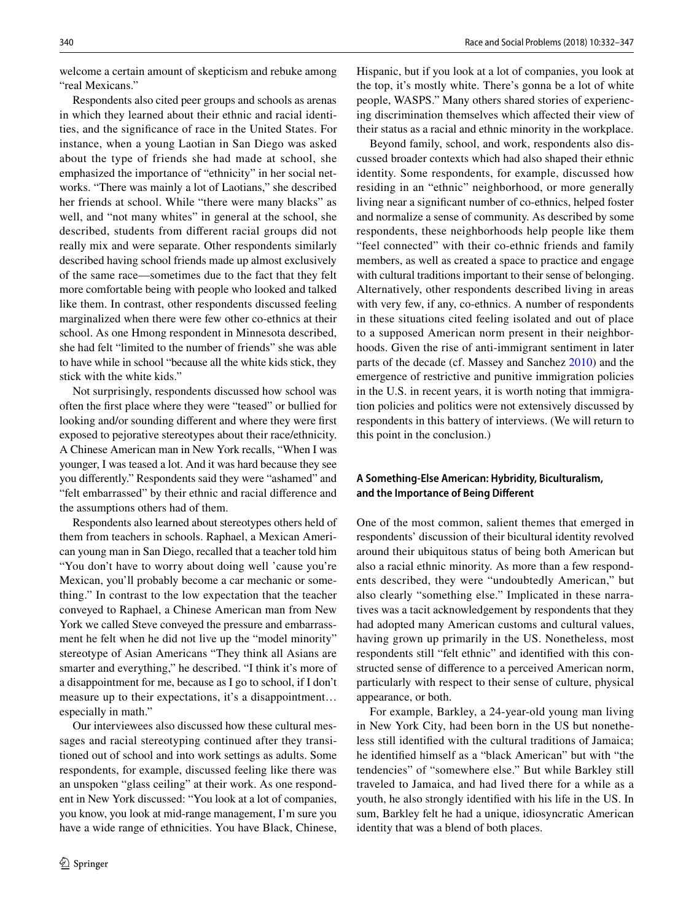welcome a certain amount of skepticism and rebuke among "real Mexicans."

Respondents also cited peer groups and schools as arenas in which they learned about their ethnic and racial identities, and the significance of race in the United States. For instance, when a young Laotian in San Diego was asked about the type of friends she had made at school, she emphasized the importance of "ethnicity" in her social networks. "There was mainly a lot of Laotians," she described her friends at school. While "there were many blacks" as well, and "not many whites" in general at the school, she described, students from different racial groups did not really mix and were separate. Other respondents similarly described having school friends made up almost exclusively of the same race—sometimes due to the fact that they felt more comfortable being with people who looked and talked like them. In contrast, other respondents discussed feeling marginalized when there were few other co-ethnics at their school. As one Hmong respondent in Minnesota described, she had felt "limited to the number of friends" she was able to have while in school "because all the white kids stick, they stick with the white kids."

Not surprisingly, respondents discussed how school was often the first place where they were "teased" or bullied for looking and/or sounding different and where they were first exposed to pejorative stereotypes about their race/ethnicity. A Chinese American man in New York recalls, "When I was younger, I was teased a lot. And it was hard because they see you differently." Respondents said they were "ashamed" and "felt embarrassed" by their ethnic and racial difference and the assumptions others had of them.

Respondents also learned about stereotypes others held of them from teachers in schools. Raphael, a Mexican American young man in San Diego, recalled that a teacher told him "You don't have to worry about doing well 'cause you're Mexican, you'll probably become a car mechanic or something." In contrast to the low expectation that the teacher conveyed to Raphael, a Chinese American man from New York we called Steve conveyed the pressure and embarrassment he felt when he did not live up the "model minority" stereotype of Asian Americans "They think all Asians are smarter and everything," he described. "I think it's more of a disappointment for me, because as I go to school, if I don't measure up to their expectations, it's a disappointment… especially in math."

Our interviewees also discussed how these cultural messages and racial stereotyping continued after they transitioned out of school and into work settings as adults. Some respondents, for example, discussed feeling like there was an unspoken "glass ceiling" at their work. As one respondent in New York discussed: "You look at a lot of companies, you know, you look at mid-range management, I'm sure you have a wide range of ethnicities. You have Black, Chinese, Hispanic, but if you look at a lot of companies, you look at the top, it's mostly white. There's gonna be a lot of white people, WASPS." Many others shared stories of experiencing discrimination themselves which affected their view of their status as a racial and ethnic minority in the workplace.

Beyond family, school, and work, respondents also discussed broader contexts which had also shaped their ethnic identity. Some respondents, for example, discussed how residing in an "ethnic" neighborhood, or more generally living near a significant number of co-ethnics, helped foster and normalize a sense of community. As described by some respondents, these neighborhoods help people like them "feel connected" with their co-ethnic friends and family members, as well as created a space to practice and engage with cultural traditions important to their sense of belonging. Alternatively, other respondents described living in areas with very few, if any, co-ethnics. A number of respondents in these situations cited feeling isolated and out of place to a supposed American norm present in their neighborhoods. Given the rise of anti-immigrant sentiment in later parts of the decade (cf. Massey and Sanchez 2010) and the emergence of restrictive and punitive immigration policies in the U.S. in recent years, it is worth noting that immigration policies and politics were not extensively discussed by respondents in this battery of interviews. (We will return to this point in the conclusion.)

### A Something-Else American: Hybridity, Biculturalism, and the Importance of Being Different

One of the most common, salient themes that emerged in respondents' discussion of their bicultural identity revolved around their ubiquitous status of being both American but also a racial ethnic minority. As more than a few respondents described, they were "undoubtedly American," but also clearly "something else." Implicated in these narratives was a tacit acknowledgement by respondents that they had adopted many American customs and cultural values, having grown up primarily in the US. Nonetheless, most respondents still "felt ethnic" and identified with this constructed sense of difference to a perceived American norm, particularly with respect to their sense of culture, physical appearance, or both.

For example, Barkley, a 24-year-old young man living in New York City, had been born in the US but nonetheless still identified with the cultural traditions of Jamaica; he identified himself as a "black American" but with "the tendencies" of "somewhere else." But while Barkley still traveled to Jamaica, and had lived there for a while as a youth, he also strongly identified with his life in the US. In sum, Barkley felt he had a unique, idiosyncratic American identity that was a blend of both places.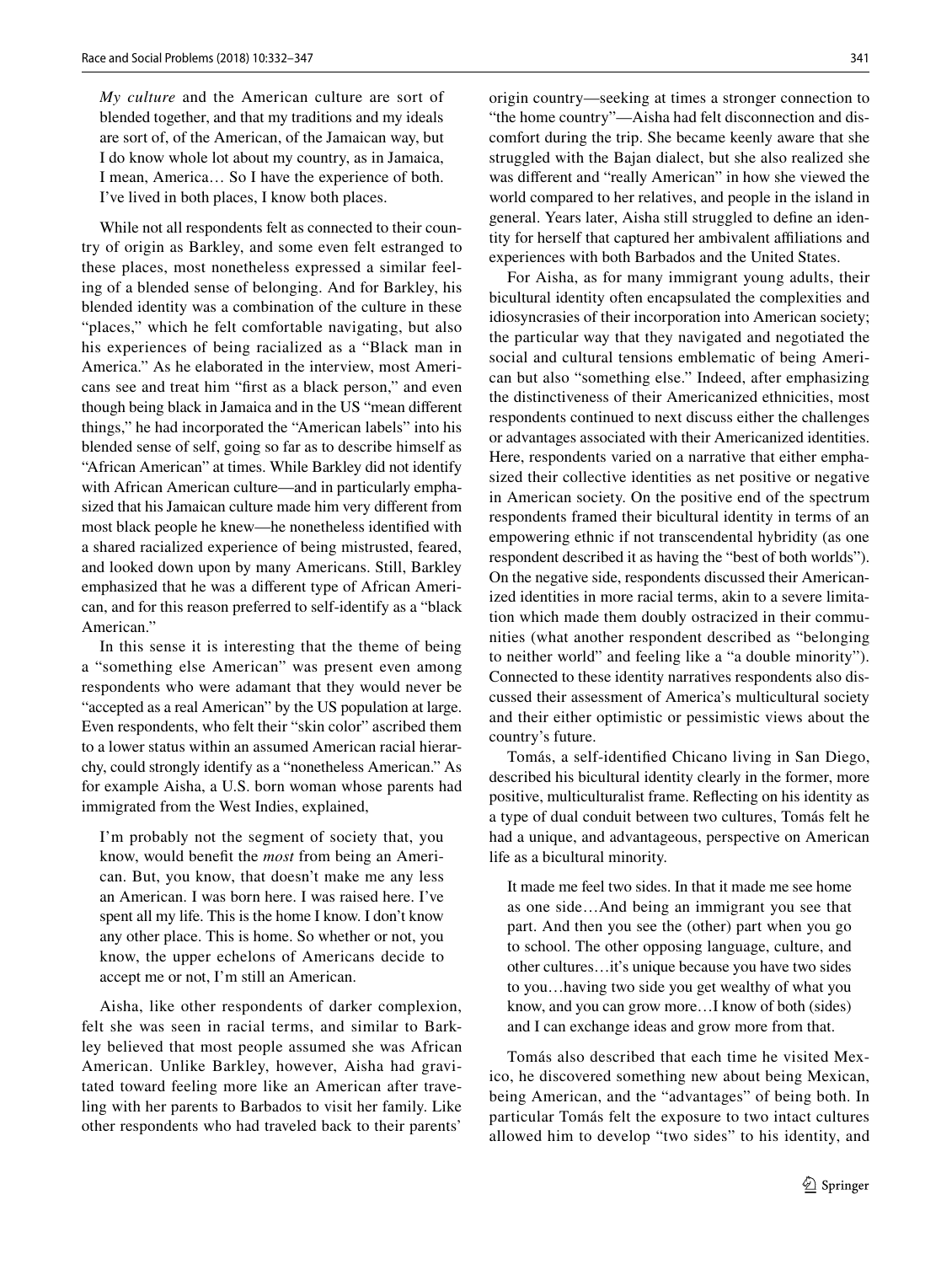> *My culture* and the American culture are sort of blended together, and that my traditions and my ideals are sort of, of the American, of the Jamaican way, but I do know whole lot about my country, as in Jamaica, I mean, America… So I have the experience of both. I've lived in both places, I know both places.

While not all respondents felt as connected to their country of origin as Barkley, and some even felt estranged to these places, most nonetheless expressed a similar feeling of a blended sense of belonging. And for Barkley, his blended identity was a combination of the culture in these "places," which he felt comfortable navigating, but also his experiences of being racialized as a "Black man in America." As he elaborated in the interview, most Americans see and treat him "first as a black person," and even though being black in Jamaica and in the US "mean different things," he had incorporated the "American labels" into his blended sense of self, going so far as to describe himself as "African American" at times. While Barkley did not identify with African American culture—and in particularly emphasized that his Jamaican culture made him very different from most black people he knew—he nonetheless identified with a shared racialized experience of being mistrusted, feared, and looked down upon by many Americans. Still, Barkley emphasized that he was a different type of African American, and for this reason preferred to self-identify as a "black American."

In this sense it is interesting that the theme of being a "something else American" was present even among respondents who were adamant that they would never be "accepted as a real American" by the US population at large. Even respondents, who felt their "skin color" ascribed them to a lower status within an assumed American racial hierarchy, could strongly identify as a "nonetheless American." As for example Aisha, a U.S. born woman whose parents had immigrated from the West Indies, explained,

> I'm probably not the segment of society that, you know, would benefit the *most* from being an American. But, you know, that doesn't make me any less an American. I was born here. I was raised here. I've spent all my life. This is the home I know. I don't know any other place. This is home. So whether or not, you know, the upper echelons of Americans decide to accept me or not, I'm still an American.

Aisha, like other respondents of darker complexion, felt she was seen in racial terms, and similar to Barkley believed that most people assumed she was African American. Unlike Barkley, however, Aisha had gravitated toward feeling more like an American after traveling with her parents to Barbados to visit her family. Like other respondents who had traveled back to their parents' origin country—seeking at times a stronger connection to "the home country"—Aisha had felt disconnection and discomfort during the trip. She became keenly aware that she struggled with the Bajan dialect, but she also realized she was different and "really American" in how she viewed the world compared to her relatives, and people in the island in general. Years later, Aisha still struggled to define an identity for herself that captured her ambivalent affiliations and experiences with both Barbados and the United States.

For Aisha, as for many immigrant young adults, their bicultural identity often encapsulated the complexities and idiosyncrasies of their incorporation into American society; the particular way that they navigated and negotiated the social and cultural tensions emblematic of being American but also "something else." Indeed, after emphasizing the distinctiveness of their Americanized ethnicities, most respondents continued to next discuss either the challenges or advantages associated with their Americanized identities. Here, respondents varied on a narrative that either emphasized their collective identities as net positive or negative in American society. On the positive end of the spectrum respondents framed their bicultural identity in terms of an empowering ethnic if not transcendental hybridity (as one respondent described it as having the "best of both worlds"). On the negative side, respondents discussed their Americanized identities in more racial terms, akin to a severe limitation which made them doubly ostracized in their communities (what another respondent described as "belonging to neither world" and feeling like a "a double minority"). Connected to these identity narratives respondents also discussed their assessment of America's multicultural society and their either optimistic or pessimistic views about the country's future.

Tomás, a self-identified Chicano living in San Diego, described his bicultural identity clearly in the former, more positive, multiculturalist frame. Reflecting on his identity as a type of dual conduit between two cultures, Tomás felt he had a unique, and advantageous, perspective on American life as a bicultural minority.

> It made me feel two sides. In that it made me see home as one side…And being an immigrant you see that part. And then you see the (other) part when you go to school. The other opposing language, culture, and other cultures…it's unique because you have two sides to you…having two side you get wealthy of what you know, and you can grow more…I know of both (sides) and I can exchange ideas and grow more from that.

Tomás also described that each time he visited Mexico, he discovered something new about being Mexican, being American, and the "advantages" of being both. In particular Tomás felt the exposure to two intact cultures allowed him to develop "two sides" to his identity, and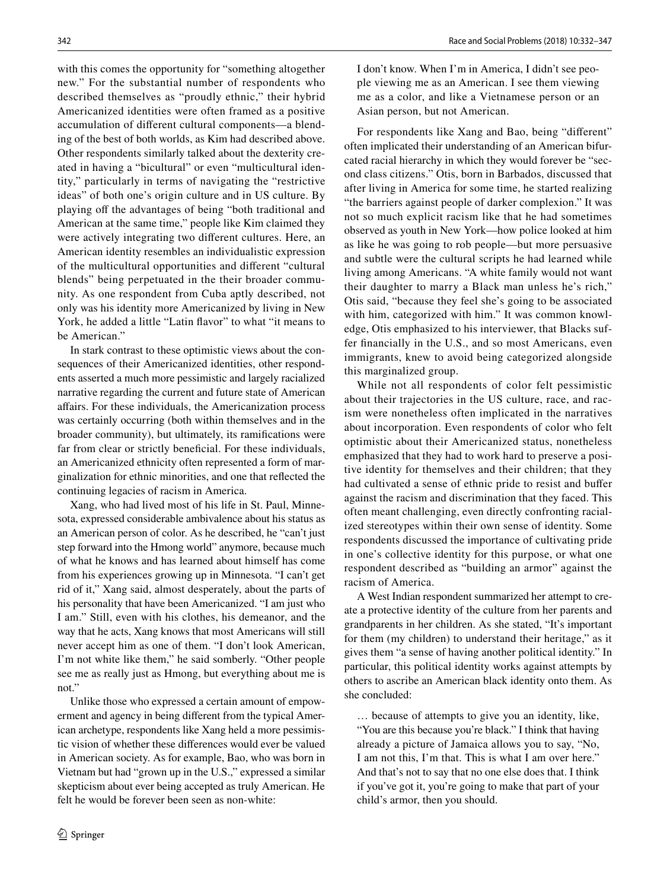with this comes the opportunity for "something altogether new." For the substantial number of respondents who described themselves as "proudly ethnic," their hybrid Americanized identities were often framed as a positive accumulation of different cultural components—a blending of the best of both worlds, as Kim had described above. Other respondents similarly talked about the dexterity created in having a "bicultural" or even "multicultural identity," particularly in terms of navigating the "restrictive ideas" of both one's origin culture and in US culture. By playing off the advantages of being "both traditional and American at the same time," people like Kim claimed they were actively integrating two different cultures. Here, an American identity resembles an individualistic expression of the multicultural opportunities and different "cultural blends" being perpetuated in the their broader community. As one respondent from Cuba aptly described, not only was his identity more Americanized by living in New York, he added a little "Latin flavor" to what "it means to be American."

In stark contrast to these optimistic views about the consequences of their Americanized identities, other respondents asserted a much more pessimistic and largely racialized narrative regarding the current and future state of American affairs. For these individuals, the Americanization process was certainly occurring (both within themselves and in the broader community), but ultimately, its ramifications were far from clear or strictly beneficial. For these individuals, an Americanized ethnicity often represented a form of marginalization for ethnic minorities, and one that reflected the continuing legacies of racism in America.

Xang, who had lived most of his life in St. Paul, Minnesota, expressed considerable ambivalence about his status as an American person of color. As he described, he "can't just step forward into the Hmong world" anymore, because much of what he knows and has learned about himself has come from his experiences growing up in Minnesota. "I can't get rid of it," Xang said, almost desperately, about the parts of his personality that have been Americanized. "I am just who I am." Still, even with his clothes, his demeanor, and the way that he acts, Xang knows that most Americans will still never accept him as one of them. "I don't look American, I'm not white like them," he said somberly. "Other people see me as really just as Hmong, but everything about me is not."

Unlike those who expressed a certain amount of empowerment and agency in being different from the typical American archetype, respondents like Xang held a more pessimistic vision of whether these differences would ever be valued in American society. As for example, Bao, who was born in Vietnam but had "grown up in the U.S.," expressed a similar skepticism about ever being accepted as truly American. He felt he would be forever been seen as non-white:

> I don't know. When I'm in America, I didn't see people viewing me as an American. I see them viewing me as a color, and like a Vietnamese person or an Asian person, but not American.

For respondents like Xang and Bao, being "different" often implicated their understanding of an American bifurcated racial hierarchy in which they would forever be "second class citizens." Otis, born in Barbados, discussed that after living in America for some time, he started realizing "the barriers against people of darker complexion." It was not so much explicit racism like that he had sometimes observed as youth in New York—how police looked at him as like he was going to rob people—but more persuasive and subtle were the cultural scripts he had learned while living among Americans. "A white family would not want their daughter to marry a Black man unless he's rich," Otis said, "because they feel she's going to be associated with him, categorized with him." It was common knowledge, Otis emphasized to his interviewer, that Blacks suffer financially in the U.S., and so most Americans, even immigrants, knew to avoid being categorized alongside this marginalized group.

While not all respondents of color felt pessimistic about their trajectories in the US culture, race, and racism were nonetheless often implicated in the narratives about incorporation. Even respondents of color who felt optimistic about their Americanized status, nonetheless emphasized that they had to work hard to preserve a positive identity for themselves and their children; that they had cultivated a sense of ethnic pride to resist and buffer against the racism and discrimination that they faced. This often meant challenging, even directly confronting racialized stereotypes within their own sense of identity. Some respondents discussed the importance of cultivating pride in one's collective identity for this purpose, or what one respondent described as "building an armor" against the racism of America.

A West Indian respondent summarized her attempt to create a protective identity of the culture from her parents and grandparents in her children. As she stated, "It's important for them (my children) to understand their heritage," as it gives them "a sense of having another political identity." In particular, this political identity works against attempts by others to ascribe an American black identity onto them. As she concluded:

> … because of attempts to give you an identity, like, "You are this because you're black." I think that having already a picture of Jamaica allows you to say, "No, I am not this, I'm that. This is what I am over here." And that's not to say that no one else does that. I think if you've got it, you're going to make that part of your child's armor, then you should.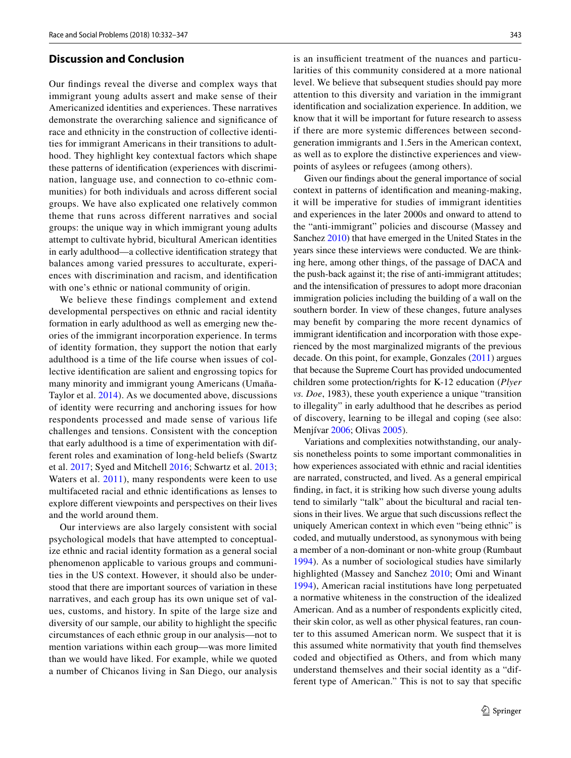## Discussion and Conclusion

Our findings reveal the diverse and complex ways that immigrant young adults assert and make sense of their Americanized identities and experiences. These narratives demonstrate the overarching salience and significance of race and ethnicity in the construction of collective identities for immigrant Americans in their transitions to adulthood. They highlight key contextual factors which shape these patterns of identification (experiences with discrimination, language use, and connection to co-ethnic communities) for both individuals and across different social groups. We have also explicated one relatively common theme that runs across different narratives and social groups: the unique way in which immigrant young adults attempt to cultivate hybrid, bicultural American identities in early adulthood—a collective identification strategy that balances among varied pressures to acculturate, experiences with discrimination and racism, and identification with one's ethnic or national community of origin.

We believe these findings complement and extend developmental perspectives on ethnic and racial identity formation in early adulthood as well as emerging new theories of the immigrant incorporation experience. In terms of identity formation, they support the notion that early adulthood is a time of the life course when issues of collective identification are salient and engrossing topics for many minority and immigrant young Americans (Umaña-Taylor et al. 2014). As we documented above, discussions of identity were recurring and anchoring issues for how respondents processed and made sense of various life challenges and tensions. Consistent with the conception that early adulthood is a time of experimentation with different roles and examination of long-held beliefs (Swartz et al. 2017; Syed and Mitchell 2016; Schwartz et al. 2013; Waters et al. 2011), many respondents were keen to use multifaceted racial and ethnic identifications as lenses to explore different viewpoints and perspectives on their lives and the world around them.

Our interviews are also largely consistent with social psychological models that have attempted to conceptualize ethnic and racial identity formation as a general social phenomenon applicable to various groups and communities in the US context. However, it should also be understood that there are important sources of variation in these narratives, and each group has its own unique set of values, customs, and history. In spite of the large size and diversity of our sample, our ability to highlight the specific circumstances of each ethnic group in our analysis—not to mention variations within each group—was more limited than we would have liked. For example, while we quoted a number of Chicanos living in San Diego, our analysis is an insufficient treatment of the nuances and particularities of this community considered at a more national level. We believe that subsequent studies should pay more attention to this diversity and variation in the immigrant identification and socialization experience. In addition, we know that it will be important for future research to assess if there are more systemic differences between second-generation immigrants and 1.5ers in the American context, as well as to explore the distinctive experiences and viewpoints of asylees or refugees (among others).

Given our findings about the general importance of social context in patterns of identification and meaning-making, it will be imperative for studies of immigrant identities and experiences in the later 2000s and onward to attend to the "anti-immigrant" policies and discourse (Massey and Sanchez 2010) that have emerged in the United States in the years since these interviews were conducted. We are thinking here, among other things, of the passage of DACA and the push-back against it; the rise of anti-immigrant attitudes; and the intensification of pressures to adopt more draconian immigration policies including the building of a wall on the southern border. In view of these changes, future analyses may benefit by comparing the more recent dynamics of immigrant identification and incorporation with those experienced by the most marginalized migrants of the previous decade. On this point, for example, Gonzales (2011) argues that because the Supreme Court has provided undocumented children some protection/rights for K-12 education (*Plyer vs. Doe*, 1983), these youth experience a unique "transition to illegality" in early adulthood that he describes as period of discovery, learning to be illegal and coping (see also: Menjívar 2006; Olivas 2005).

Variations and complexities notwithstanding, our analysis nonetheless points to some important commonalities in how experiences associated with ethnic and racial identities are narrated, constructed, and lived. As a general empirical finding, in fact, it is striking how such diverse young adults tend to similarly "talk" about the bicultural and racial tensions in their lives. We argue that such discussions reflect the uniquely American context in which even "being ethnic" is coded, and mutually understood, as synonymous with being a member of a non-dominant or non-white group (Rumbaut 1994). As a number of sociological studies have similarly highlighted (Massey and Sanchez 2010; Omi and Winant 1994), American racial institutions have long perpetuated a normative whiteness in the construction of the idealized American. And as a number of respondents explicitly cited, their skin color, as well as other physical features, ran counter to this assumed American norm. We suspect that it is this assumed white normativity that youth find themselves coded and objectified as Others, and from which many understand themselves and their social identity as a "different type of American." This is not to say that specific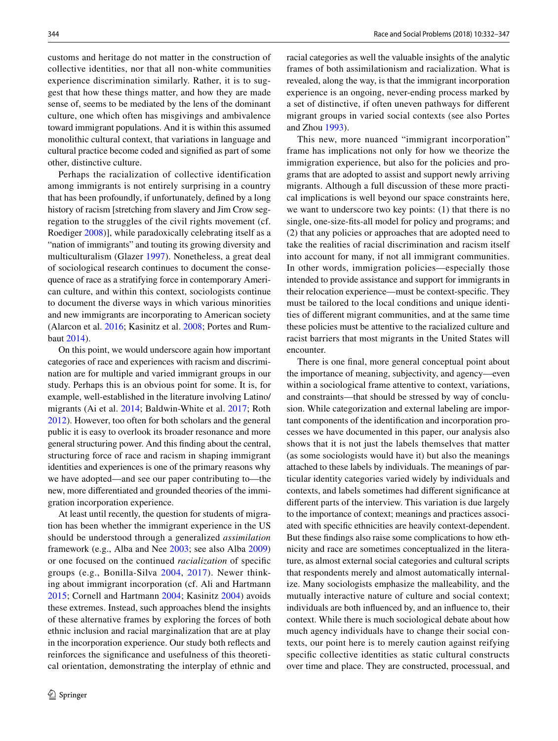customs and heritage do not matter in the construction of collective identities, nor that all non-white communities experience discrimination similarly. Rather, it is to suggest that how these things matter, and how they are made sense of, seems to be mediated by the lens of the dominant culture, one which often has misgivings and ambivalence toward immigrant populations. And it is within this assumed monolithic cultural context, that variations in language and cultural practice become coded and signified as part of some other, distinctive culture.

Perhaps the racialization of collective identification among immigrants is not entirely surprising in a country that has been profoundly, if unfortunately, defined by a long history of racism [stretching from slavery and Jim Crow segregation to the struggles of the civil rights movement (cf. Roediger 2008)], while paradoxically celebrating itself as a "nation of immigrants" and touting its growing diversity and multiculturalism (Glazer 1997). Nonetheless, a great deal of sociological research continues to document the consequence of race as a stratifying force in contemporary American culture, and within this context, sociologists continue to document the diverse ways in which various minorities and new immigrants are incorporating to American society (Alarcon et al. 2016; Kasinitz et al. 2008; Portes and Rumbaut 2014).

On this point, we would underscore again how important categories of race and experiences with racism and discrimination are for multiple and varied immigrant groups in our study. Perhaps this is an obvious point for some. It is, for example, well-established in the literature involving Latino/migrants (Ai et al. 2014; Baldwin-White et al. 2017; Roth 2012). However, too often for both scholars and the general public it is easy to overlook its broader resonance and more general structuring power. And this finding about the central, structuring force of race and racism in shaping immigrant identities and experiences is one of the primary reasons why we have adopted—and see our paper contributing to—the new, more differentiated and grounded theories of the immigration incorporation experience.

At least until recently, the question for students of migration has been whether the immigrant experience in the US should be understood through a generalized *assimilation* framework (e.g., Alba and Nee 2003; see also Alba 2009) or one focused on the continued *racialization* of specific groups (e.g., Bonilla-Silva 2004, 2017). Newer thinking about immigrant incorporation (cf. Ali and Hartmann 2015; Cornell and Hartmann 2004; Kasinitz 2004) avoids these extremes. Instead, such approaches blend the insights of these alternative frames by exploring the forces of both ethnic inclusion and racial marginalization that are at play in the incorporation experience. Our study both reflects and reinforces the significance and usefulness of this theoretical orientation, demonstrating the interplay of ethnic and racial categories as well the valuable insights of the analytic frames of both assimilationism and racialization. What is revealed, along the way, is that the immigrant incorporation experience is an ongoing, never-ending process marked by a set of distinctive, if often uneven pathways for different migrant groups in varied social contexts (see also Portes and Zhou 1993).

This new, more nuanced "immigrant incorporation" frame has implications not only for how we theorize the immigration experience, but also for the policies and programs that are adopted to assist and support newly arriving migrants. Although a full discussion of these more practical implications is well beyond our space constraints here, we want to underscore two key points: (1) that there is no single, one-size-fits-all model for policy and programs; and (2) that any policies or approaches that are adopted need to take the realities of racial discrimination and racism itself into account for many, if not all immigrant communities. In other words, immigration policies—especially those intended to provide assistance and support for immigrants in their relocation experience—must be context-specific. They must be tailored to the local conditions and unique identities of different migrant communities, and at the same time these policies must be attentive to the racialized culture and racist barriers that most migrants in the United States will encounter.

There is one final, more conceptual point about the importance of meaning, subjectivity, and agency—even within a sociological frame attentive to context, variations, and constraints—that should be stressed by way of conclusion. While categorization and external labeling are important components of the identification and incorporation processes we have documented in this paper, our analysis also shows that it is not just the labels themselves that matter (as some sociologists would have it) but also the meanings attached to these labels by individuals. The meanings of particular identity categories varied widely by individuals and contexts, and labels sometimes had different significance at different parts of the interview. This variation is due largely to the importance of context; meanings and practices associated with specific ethnicities are heavily context-dependent. But these findings also raise some complications to how ethnicity and race are sometimes conceptualized in the literature, as almost external social categories and cultural scripts that respondents merely and almost automatically internalize. Many sociologists emphasize the malleability, and the mutually interactive nature of culture and social context; individuals are both influenced by, and an influence to, their context. While there is much sociological debate about how much agency individuals have to change their social contexts, our point here is to merely caution against reifying specific collective identities as static cultural constructs over time and place. They are constructed, processual, and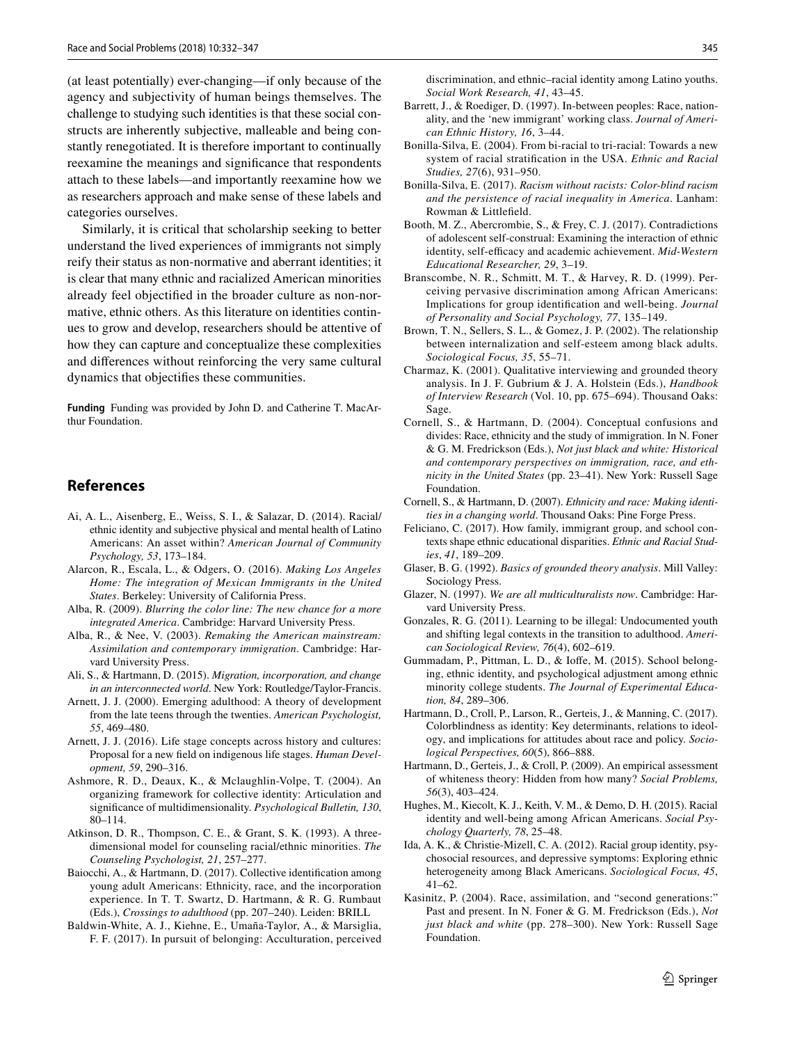(at least potentially) ever-changing—if only because of the agency and subjectivity of human beings themselves. The challenge to studying such identities is that these social constructs are inherently subjective, malleable and being constantly renegotiated. It is therefore important to continually reexamine the meanings and significance that respondents attach to these labels—and importantly reexamine how we as researchers approach and make sense of these labels and categories ourselves.

Similarly, it is critical that scholarship seeking to better understand the lived experiences of immigrants not simply reify their status as non-normative and aberrant identities; it is clear that many ethnic and racialized American minorities already feel objectified in the broader culture as non-normative, ethnic others. As this literature on identities continues to grow and develop, researchers should be attentive of how they can capture and conceptualize these complexities and differences without reinforcing the very same cultural dynamics that objectifies these communities.

**Funding** Funding was provided by John D. and Catherine T. MacArthur Foundation.

## References

Ai, A. L., Aisenberg, E., Weiss, S. I., & Salazar, D. (2014). Racial/ethnic identity and subjective physical and mental health of Latino Americans: An asset within? *American Journal of Community Psychology, 53*, 173–184.

Alarcon, R., Escala, L., & Odgers, O. (2016). *Making Los Angeles Home: The integration of Mexican Immigrants in the United States*. Berkeley: University of California Press.

Alba, R. (2009). *Blurring the color line: The new chance for a more integrated America*. Cambridge: Harvard University Press.

Alba, R., & Nee, V. (2003). *Remaking the American mainstream: Assimilation and contemporary immigration*. Cambridge: Harvard University Press.

Ali, S., & Hartmann, D. (2015). *Migration, incorporation, and change in an interconnected world*. New York: Routledge/Taylor-Francis.

Arnett, J. J. (2000). Emerging adulthood: A theory of development from the late teens through the twenties. *American Psychologist, 55*, 469–480.

Arnett, J. J. (2016). Life stage concepts across history and cultures: Proposal for a new field on indigenous life stages. *Human Development, 59*, 290–316.

Ashmore, R. D., Deaux, K., & Mclaughlin-Volpe, T. (2004). An organizing framework for collective identity: Articulation and significance of multidimensionality. *Psychological Bulletin, 130*, 80–114.

Atkinson, D. R., Thompson, C. E., & Grant, S. K. (1993). A three-dimensional model for counseling racial/ethnic minorities. *The Counseling Psychologist, 21*, 257–277.

Baiocchi, A., & Hartmann, D. (2017). Collective identification among young adult Americans: Ethnicity, race, and the incorporation experience. In T. T. Swartz, D. Hartmann, & R. G. Rumbaut (Eds.), *Crossings to adulthood* (pp. 207–240). Leiden: BRILL

Baldwin-White, A. J., Kiehne, E., Umaña-Taylor, A., & Marsiglia, F. F. (2017). In pursuit of belonging: Acculturation, perceived discrimination, and ethnic–racial identity among Latino youths. *Social Work Research, 41*, 43–45.

Barrett, J., & Roediger, D. (1997). In-between peoples: Race, nationality, and the 'new immigrant' working class. *Journal of American Ethnic History, 16*, 3–44.

Bonilla-Silva, E. (2004). From bi-racial to tri-racial: Towards a new system of racial stratification in the USA. *Ethnic and Racial Studies, 27*(6), 931–950.

Bonilla-Silva, E. (2017). *Racism without racists: Color-blind racism and the persistence of racial inequality in America*. Lanham: Rowman & Littlefield.

Booth, M. Z., Abercrombie, S., & Frey, C. J. (2017). Contradictions of adolescent self-construal: Examining the interaction of ethnic identity, self-efficacy and academic achievement. *Mid-Western Educational Researcher, 29*, 3–19.

Branscombe, N. R., Schmitt, M. T., & Harvey, R. D. (1999). Perceiving pervasive discrimination among African Americans: Implications for group identification and well-being. *Journal of Personality and Social Psychology, 77*, 135–149.

Brown, T. N., Sellers, S. L., & Gomez, J. P. (2002). The relationship between internalization and self-esteem among black adults. *Sociological Focus, 35*, 55–71.

Charmaz, K. (2001). Qualitative interviewing and grounded theory analysis. In J. F. Gubrium & J. A. Holstein (Eds.), *Handbook of Interview Research* (Vol. 10, pp. 675–694). Thousand Oaks: Sage.

Cornell, S., & Hartmann, D. (2004). Conceptual confusions and divides: Race, ethnicity and the study of immigration. In N. Foner & G. M. Fredrickson (Eds.), *Not just black and white: Historical and contemporary perspectives on immigration, race, and ethnicity in the United States* (pp. 23–41). New York: Russell Sage Foundation.

Cornell, S., & Hartmann, D. (2007). *Ethnicity and race: Making identities in a changing world*. Thousand Oaks: Pine Forge Press.

Feliciano, C. (2017). How family, immigrant group, and school contexts shape ethnic educational disparities. *Ethnic and Racial Studies*, *41*, 189–209.

Glaser, B. G. (1992). *Basics of grounded theory analysis*. Mill Valley: Sociology Press.

Glazer, N. (1997). *We are all multiculturalists now*. Cambridge: Harvard University Press.

Gonzales, R. G. (2011). Learning to be illegal: Undocumented youth and shifting legal contexts in the transition to adulthood. *American Sociological Review, 76*(4), 602–619.

Gummadam, P., Pittman, L. D., & Ioffe, M. (2015). School belonging, ethnic identity, and psychological adjustment among ethnic minority college students. *The Journal of Experimental Education, 84*, 289–306.

Hartmann, D., Croll, P., Larson, R., Gerteis, J., & Manning, C. (2017). Colorblindness as identity: Key determinants, relations to ideology, and implications for attitudes about race and policy. *Sociological Perspectives, 60*(5), 866–888.

Hartmann, D., Gerteis, J., & Croll, P. (2009). An empirical assessment of whiteness theory: Hidden from how many? *Social Problems, 56*(3), 403–424.

Hughes, M., Kiecolt, K. J., Keith, V. M., & Demo, D. H. (2015). Racial identity and well-being among African Americans. *Social Psychology Quarterly, 78*, 25–48.

Ida, A. K., & Christie-Mizell, C. A. (2012). Racial group identity, psychosocial resources, and depressive symptoms: Exploring ethnic heterogeneity among Black Americans. *Sociological Focus, 45*, 41–62.

Kasinitz, P. (2004). Race, assimilation, and "second generations:" Past and present. In N. Foner & G. M. Fredrickson (Eds.), *Not just black and white* (pp. 278–300). New York: Russell Sage Foundation.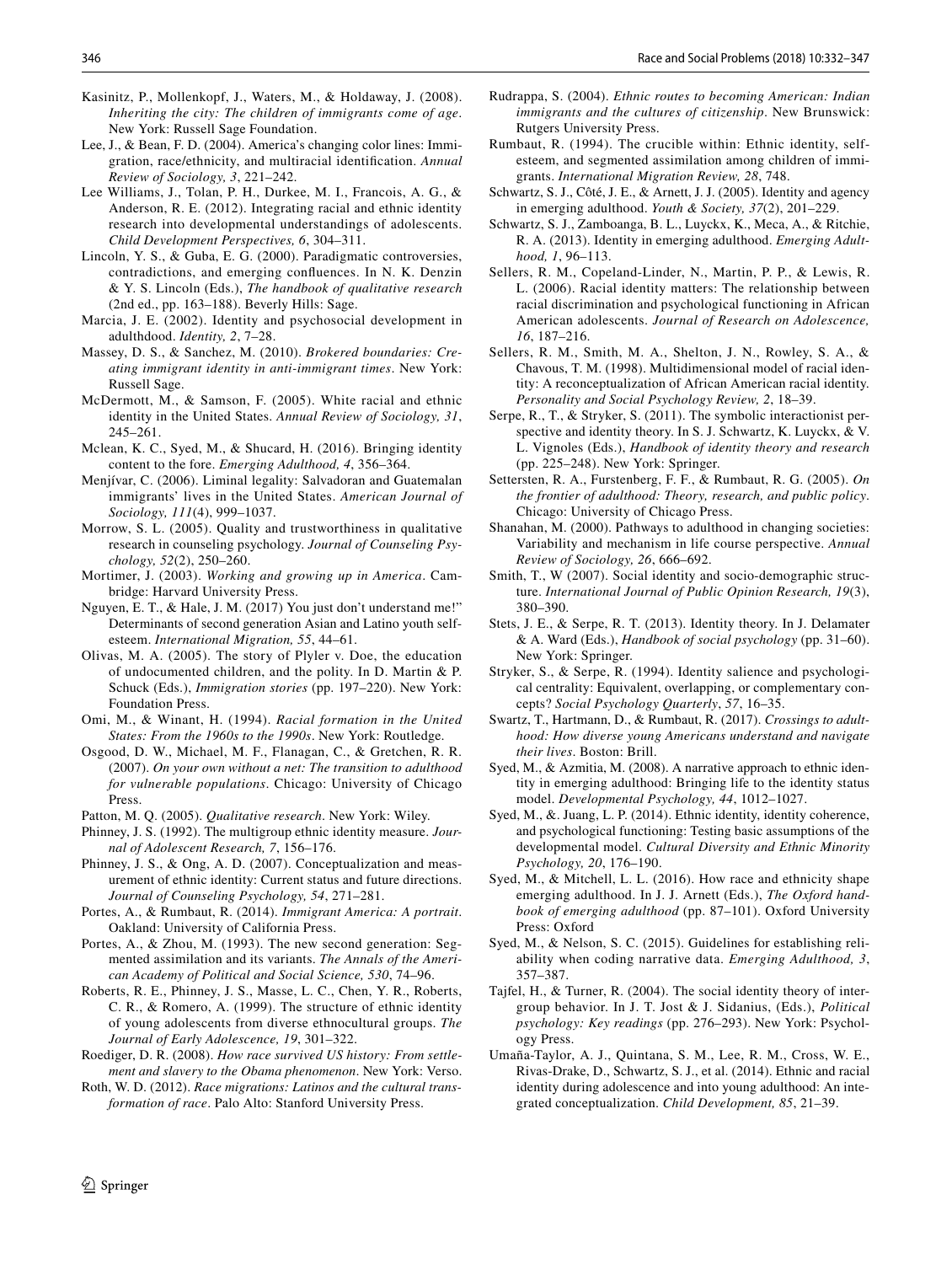Kasinitz, P., Mollenkopf, J., Waters, M., & Holdaway, J. (2008). *Inheriting the city: The children of immigrants come of age*. New York: Russell Sage Foundation.

Lee, J., & Bean, F. D. (2004). America's changing color lines: Immigration, race/ethnicity, and multiracial identification. *Annual Review of Sociology, 3*, 221–242.

Lee Williams, J., Tolan, P. H., Durkee, M. I., Francois, A. G., & Anderson, R. E. (2012). Integrating racial and ethnic identity research into developmental understandings of adolescents. *Child Development Perspectives, 6*, 304–311.

Lincoln, Y. S., & Guba, E. G. (2000). Paradigmatic controversies, contradictions, and emerging confluences. In N. K. Denzin & Y. S. Lincoln (Eds.), *The handbook of qualitative research* (2nd ed., pp. 163–188). Beverly Hills: Sage.

Marcia, J. E. (2002). Identity and psychosocial development in adulthdood. *Identity, 2*, 7–28.

Massey, D. S., & Sanchez, M. (2010). *Brokered boundaries: Creating immigrant identity in anti-immigrant times*. New York: Russell Sage.

McDermott, M., & Samson, F. (2005). White racial and ethnic identity in the United States. *Annual Review of Sociology, 31*, 245–261.

Mclean, K. C., Syed, M., & Shucard, H. (2016). Bringing identity content to the fore. *Emerging Adulthood, 4*, 356–364.

Menjívar, C. (2006). Liminal legality: Salvadoran and Guatemalan immigrants' lives in the United States. *American Journal of Sociology, 111*(4), 999–1037.

Morrow, S. L. (2005). Quality and trustworthiness in qualitative research in counseling psychology. *Journal of Counseling Psychology, 52*(2), 250–260.

Mortimer, J. (2003). *Working and growing up in America*. Cambridge: Harvard University Press.

Nguyen, E. T., & Hale, J. M. (2017) You just don't understand me!" Determinants of second generation Asian and Latino youth self-esteem. *International Migration, 55*, 44–61.

Olivas, M. A. (2005). The story of Plyler v. Doe, the education of undocumented children, and the polity. In D. Martin & P. Schuck (Eds.), *Immigration stories* (pp. 197–220). New York: Foundation Press.

Omi, M., & Winant, H. (1994). *Racial formation in the United States: From the 1960s to the 1990s*. New York: Routledge.

Osgood, D. W., Michael, M. F., Flanagan, C., & Gretchen, R. R. (2007). *On your own without a net: The transition to adulthood for vulnerable populations*. Chicago: University of Chicago Press.

Patton, M. Q. (2005). *Qualitative research*. New York: Wiley.

Phinney, J. S. (1992). The multigroup ethnic identity measure. *Journal of Adolescent Research, 7*, 156–176.

Phinney, J. S., & Ong, A. D. (2007). Conceptualization and measurement of ethnic identity: Current status and future directions. *Journal of Counseling Psychology, 54*, 271–281.

Portes, A., & Rumbaut, R. (2014). *Immigrant America: A portrait*. Oakland: University of California Press.

Portes, A., & Zhou, M. (1993). The new second generation: Segmented assimilation and its variants. *The Annals of the American Academy of Political and Social Science, 530*, 74–96.

Roberts, R. E., Phinney, J. S., Masse, L. C., Chen, Y. R., Roberts, C. R., & Romero, A. (1999). The structure of ethnic identity of young adolescents from diverse ethnocultural groups. *The Journal of Early Adolescence, 19*, 301–322.

Roediger, D. R. (2008). *How race survived US history: From settlement and slavery to the Obama phenomenon*. New York: Verso.

Roth, W. D. (2012). *Race migrations: Latinos and the cultural transformation of race*. Palo Alto: Stanford University Press.

Rudrappa, S. (2004). *Ethnic routes to becoming American: Indian immigrants and the cultures of citizenship*. New Brunswick: Rutgers University Press.

Rumbaut, R. (1994). The crucible within: Ethnic identity, self-esteem, and segmented assimilation among children of immigrants. *International Migration Review, 28*, 748.

Schwartz, S. J., Côté, J. E., & Arnett, J. J. (2005). Identity and agency in emerging adulthood. *Youth & Society, 37*(2), 201–229.

Schwartz, S. J., Zamboanga, B. L., Luyckx, K., Meca, A., & Ritchie, R. A. (2013). Identity in emerging adulthood. *Emerging Adulthood, 1*, 96–113.

Sellers, R. M., Copeland-Linder, N., Martin, P. P., & Lewis, R. L. (2006). Racial identity matters: The relationship between racial discrimination and psychological functioning in African American adolescents. *Journal of Research on Adolescence, 16*, 187–216.

Sellers, R. M., Smith, M. A., Shelton, J. N., Rowley, S. A., & Chavous, T. M. (1998). Multidimensional model of racial identity: A reconceptualization of African American racial identity. *Personality and Social Psychology Review, 2*, 18–39.

Serpe, R., T., & Stryker, S. (2011). The symbolic interactionist perspective and identity theory. In S. J. Schwartz, K. Luyckx, & V. L. Vignoles (Eds.), *Handbook of identity theory and research* (pp. 225–248). New York: Springer.

Settersten, R. A., Furstenberg, F. F., & Rumbaut, R. G. (2005). *On the frontier of adulthood: Theory, research, and public policy*. Chicago: University of Chicago Press.

Shanahan, M. (2000). Pathways to adulthood in changing societies: Variability and mechanism in life course perspective. *Annual Review of Sociology, 26*, 666–692.

Smith, T., W (2007). Social identity and socio-demographic structure. *International Journal of Public Opinion Research, 19*(3), 380–390.

Stets, J. E., & Serpe, R. T. (2013). Identity theory. In J. Delamater & A. Ward (Eds.), *Handbook of social psychology* (pp. 31–60). New York: Springer.

Stryker, S., & Serpe, R. (1994). Identity salience and psychological centrality: Equivalent, overlapping, or complementary concepts? *Social Psychology Quarterly*, *57*, 16–35.

Swartz, T., Hartmann, D., & Rumbaut, R. (2017). *Crossings to adulthood: How diverse young Americans understand and navigate their lives*. Boston: Brill.

Syed, M., & Azmitia, M. (2008). A narrative approach to ethnic identity in emerging adulthood: Bringing life to the identity status model. *Developmental Psychology, 44*, 1012–1027.

Syed, M., &. Juang, L. P. (2014). Ethnic identity, identity coherence, and psychological functioning: Testing basic assumptions of the developmental model. *Cultural Diversity and Ethnic Minority Psychology, 20*, 176–190.

Syed, M., & Mitchell, L. L. (2016). How race and ethnicity shape emerging adulthood. In J. J. Arnett (Eds.), *The Oxford handbook of emerging adulthood* (pp. 87–101). Oxford University Press: Oxford

Syed, M., & Nelson, S. C. (2015). Guidelines for establishing reliability when coding narrative data. *Emerging Adulthood, 3*, 357–387.

Tajfel, H., & Turner, R. (2004). The social identity theory of intergroup behavior. In J. T. Jost & J. Sidanius, (Eds.), *Political psychology: Key readings* (pp. 276–293). New York: Psychology Press.

Umaña-Taylor, A. J., Quintana, S. M., Lee, R. M., Cross, W. E., Rivas-Drake, D., Schwartz, S. J., et al. (2014). Ethnic and racial identity during adolescence and into young adulthood: An integrated conceptualization. *Child Development, 85*, 21–39.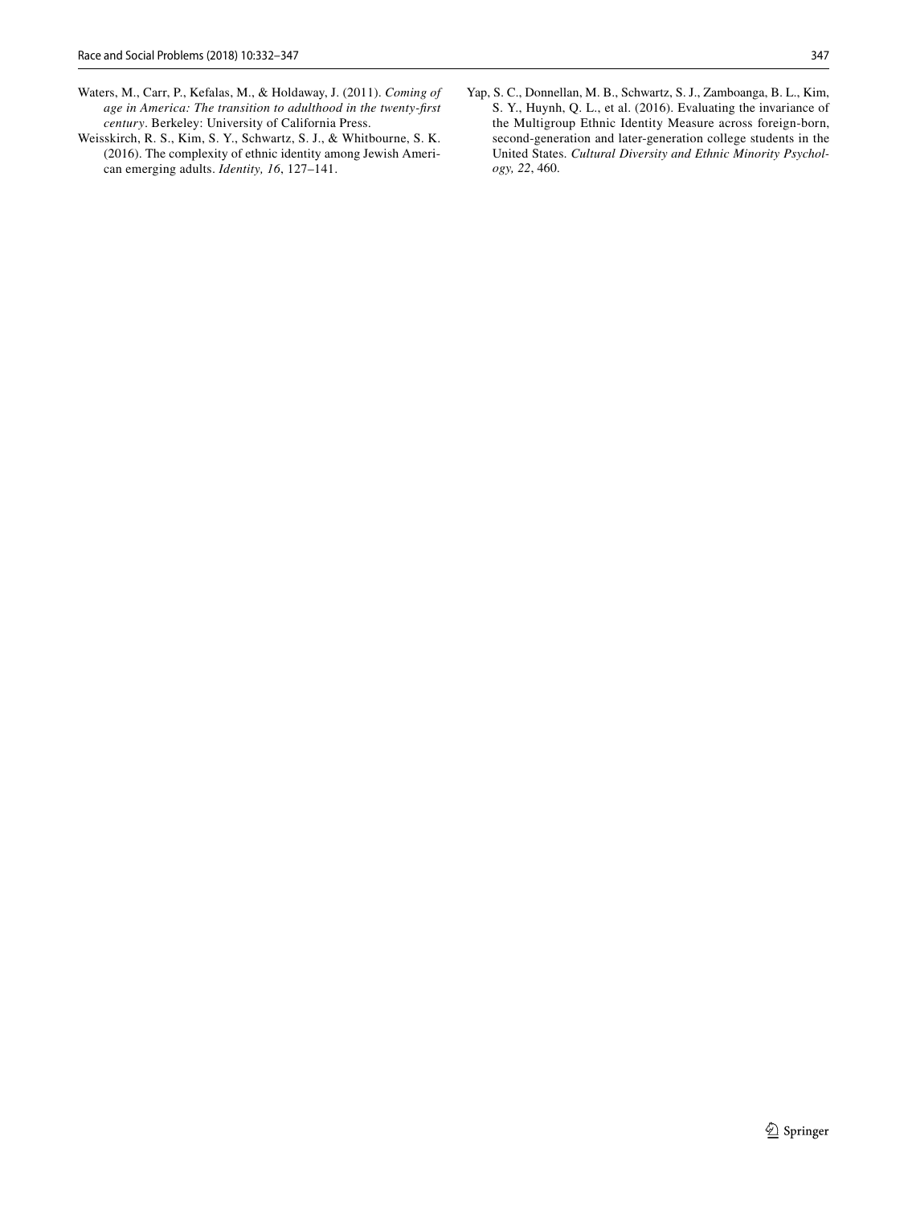Waters, M., Carr, P., Kefalas, M., & Holdaway, J. (2011). *Coming of age in America: The transition to adulthood in the twenty-first century*. Berkeley: University of California Press.

Weisskirch, R. S., Kim, S. Y., Schwartz, S. J., & Whitbourne, S. K. (2016). The complexity of ethnic identity among Jewish American emerging adults. *Identity, 16*, 127–141.

Yap, S. C., Donnellan, M. B., Schwartz, S. J., Zamboanga, B. L., Kim, S. Y., Huynh, Q. L., et al. (2016). Evaluating the invariance of the Multigroup Ethnic Identity Measure across foreign-born, second-generation and later-generation college students in the United States. *Cultural Diversity and Ethnic Minority Psychology, 22*, 460.